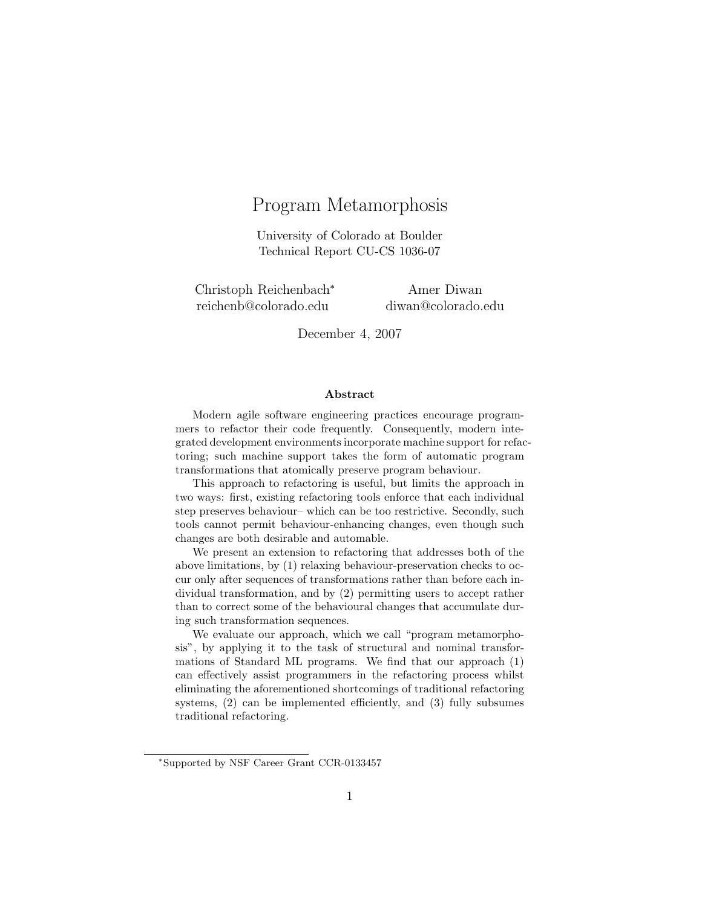# Program Metamorphosis

University of Colorado at Boulder
Technical Report CU-CS 1036-07

Christoph Reichenbach* reichenb@colorado.edu

Amer Diwan diwan@colorado.edu

December 4, 2007

## Abstract

Modern agile software engineering practices encourage programmers to refactor their code frequently. Consequently, modern integrated development environments incorporate machine support for refactoring; such machine support takes the form of automatic program transformations that atomically preserve program behaviour.

This approach to refactoring is useful, but limits the approach in two ways: first, existing refactoring tools enforce that each individual step preserves behaviour– which can be too restrictive. Secondly, such tools cannot permit behaviour-enhancing changes, even though such changes are both desirable and automable.

We present an extension to refactoring that addresses both of the above limitations, by (1) relaxing behaviour-preservation checks to occur only after sequences of transformations rather than before each individual transformation, and by (2) permitting users to accept rather than to correct some of the behavioural changes that accumulate during such transformation sequences.

We evaluate our approach, which we call "program metamorphosis", by applying it to the task of structural and nominal transformations of Standard ML programs. We find that our approach (1) can effectively assist programmers in the refactoring process whilst eliminating the aforementioned shortcomings of traditional refactoring systems, (2) can be implemented efficiently, and (3) fully subsumes traditional refactoring.

*Supported by NSF Career Grant CCR-0133457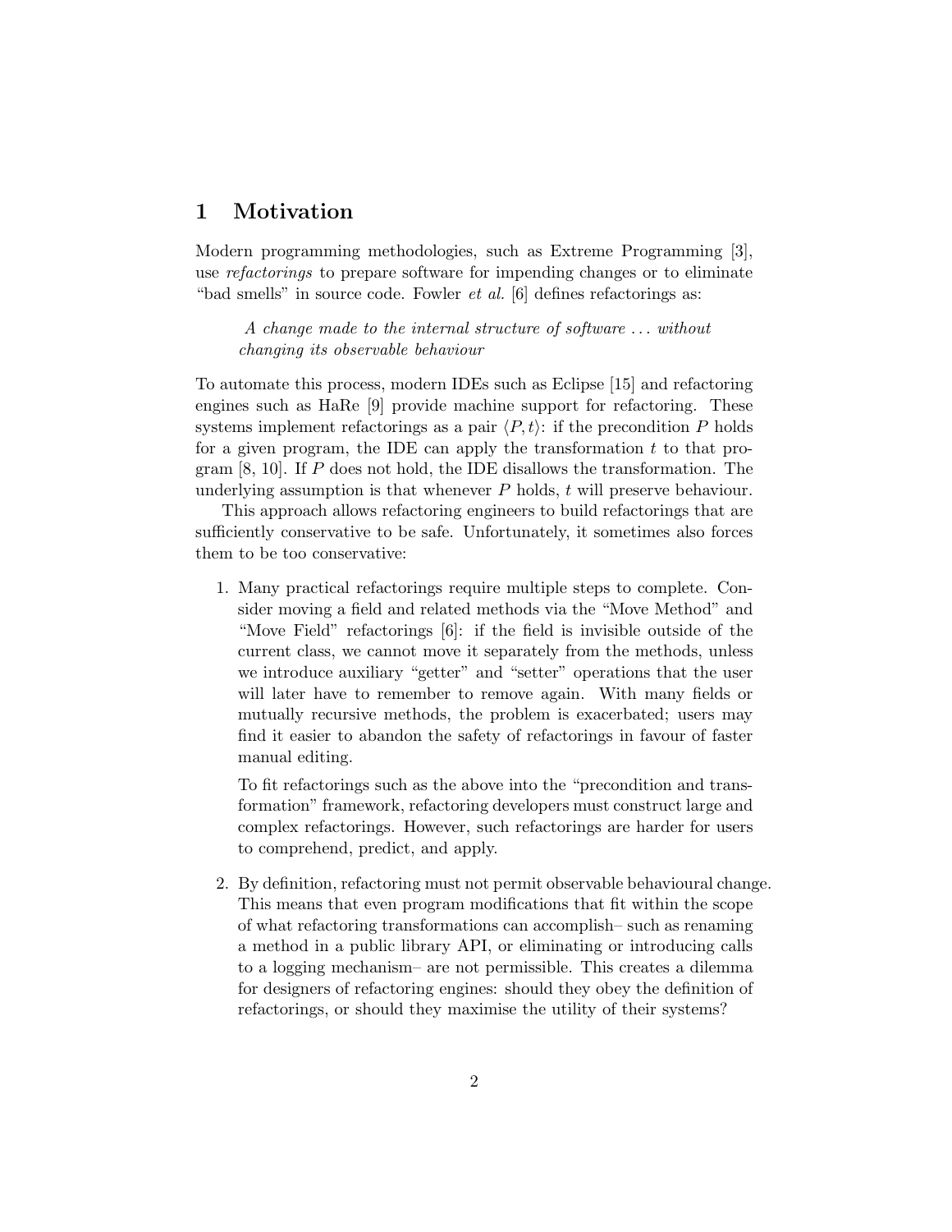# 1 Motivation

Modern programming methodologies, such as Extreme Programming [3], use *refactorings* to prepare software for impending changes or to eliminate "bad smells" in source code. Fowler *et al.* [6] defines refactorings as:

> *A change made to the internal structure of software ... without changing its observable behaviour*

To automate this process, modern IDEs such as Eclipse [15] and refactoring engines such as HaRe [9] provide machine support for refactoring. These systems implement refactorings as a pair $\langle P, t \rangle$: if the precondition $P$ holds for a given program, the IDE can apply the transformation $t$ to that program [8, 10]. If $P$ does not hold, the IDE disallows the transformation. The underlying assumption is that whenever $P$ holds, $t$ will preserve behaviour.

This approach allows refactoring engineers to build refactorings that are sufficiently conservative to be safe. Unfortunately, it sometimes also forces them to be too conservative:

1. Many practical refactorings require multiple steps to complete. Consider moving a field and related methods via the "Move Method" and "Move Field" refactorings [6]: if the field is invisible outside of the current class, we cannot move it separately from the methods, unless we introduce auxiliary "getter" and "setter" operations that the user will later have to remember to remove again. With many fields or mutually recursive methods, the problem is exacerbated; users may find it easier to abandon the safety of refactorings in favour of faster manual editing.

   To fit refactorings such as the above into the "precondition and transformation" framework, refactoring developers must construct large and complex refactorings. However, such refactorings are harder for users to comprehend, predict, and apply.

2. By definition, refactoring must not permit observable behavioural change. This means that even program modifications that fit within the scope of what refactoring transformations can accomplish– such as renaming a method in a public library API, or eliminating or introducing calls to a logging mechanism– are not permissible. This creates a dilemma for designers of refactoring engines: should they obey the definition of refactorings, or should they maximise the utility of their systems?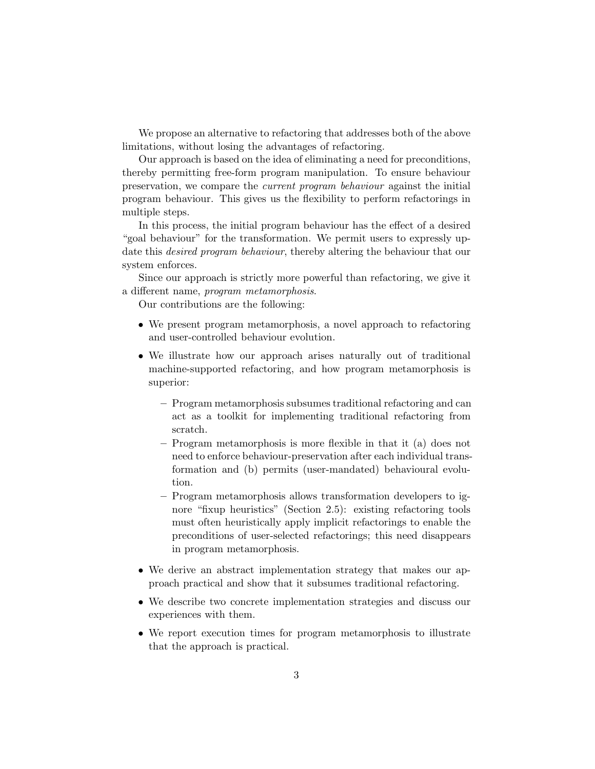We propose an alternative to refactoring that addresses both of the above limitations, without losing the advantages of refactoring.

Our approach is based on the idea of eliminating a need for preconditions, thereby permitting free-form program manipulation. To ensure behaviour preservation, we compare the *current program behaviour* against the initial program behaviour. This gives us the flexibility to perform refactorings in multiple steps.

In this process, the initial program behaviour has the effect of a desired "goal behaviour" for the transformation. We permit users to expressly update this *desired program behaviour*, thereby altering the behaviour that our system enforces.

Since our approach is strictly more powerful than refactoring, we give it a different name, *program metamorphosis*.

Our contributions are the following:

- We present program metamorphosis, a novel approach to refactoring and user-controlled behaviour evolution.
- We illustrate how our approach arises naturally out of traditional machine-supported refactoring, and how program metamorphosis is superior:
  - Program metamorphosis subsumes traditional refactoring and can act as a toolkit for implementing traditional refactoring from scratch.
  - Program metamorphosis is more flexible in that it (a) does not need to enforce behaviour-preservation after each individual transformation and (b) permits (user-mandated) behavioural evolution.
  - Program metamorphosis allows transformation developers to ignore "fixup heuristics" (Section 2.5): existing refactoring tools must often heuristically apply implicit refactorings to enable the preconditions of user-selected refactorings; this need disappears in program metamorphosis.
- We derive an abstract implementation strategy that makes our approach practical and show that it subsumes traditional refactoring.
- We describe two concrete implementation strategies and discuss our experiences with them.
- We report execution times for program metamorphosis to illustrate that the approach is practical.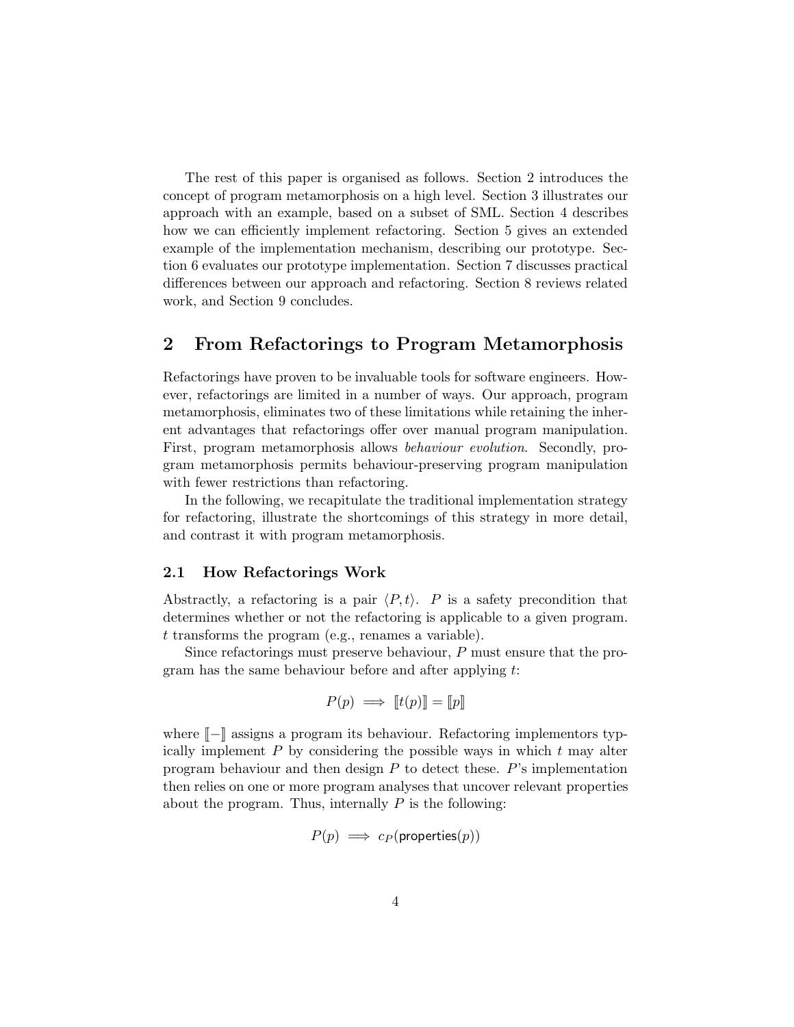The rest of this paper is organised as follows. Section 2 introduces the concept of program metamorphosis on a high level. Section 3 illustrates our approach with an example, based on a subset of SML. Section 4 describes how we can efficiently implement refactoring. Section 5 gives an extended example of the implementation mechanism, describing our prototype. Section 6 evaluates our prototype implementation. Section 7 discusses practical differences between our approach and refactoring. Section 8 reviews related work, and Section 9 concludes.

## 2 From Refactorings to Program Metamorphosis

Refactorings have proven to be invaluable tools for software engineers. However, refactorings are limited in a number of ways. Our approach, program metamorphosis, eliminates two of these limitations while retaining the inherent advantages that refactorings offer over manual program manipulation. First, program metamorphosis allows *behaviour evolution*. Secondly, program metamorphosis permits behaviour-preserving program manipulation with fewer restrictions than refactoring.

In the following, we recapitulate the traditional implementation strategy for refactoring, illustrate the shortcomings of this strategy in more detail, and contrast it with program metamorphosis.

### 2.1 How Refactorings Work

Abstractly, a refactoring is a pair $\langle P, t\rangle$. $P$ is a safety precondition that determines whether or not the refactoring is applicable to a given program. $t$ transforms the program (e.g., renames a variable).

Since refactorings must preserve behaviour, $P$ must ensure that the program has the same behaviour before and after applying $t$:

$$P(p) \implies [\![t(p)]\!] = [\![p]\!]$$

where $[\![-]\!]$ assigns a program its behaviour. Refactoring implementors typically implement $P$ by considering the possible ways in which $t$ may alter program behaviour and then design $P$ to detect these. $P$'s implementation then relies on one or more program analyses that uncover relevant properties about the program. Thus, internally $P$ is the following:

$$P(p) \implies c_P(\mathsf{properties}(p))$$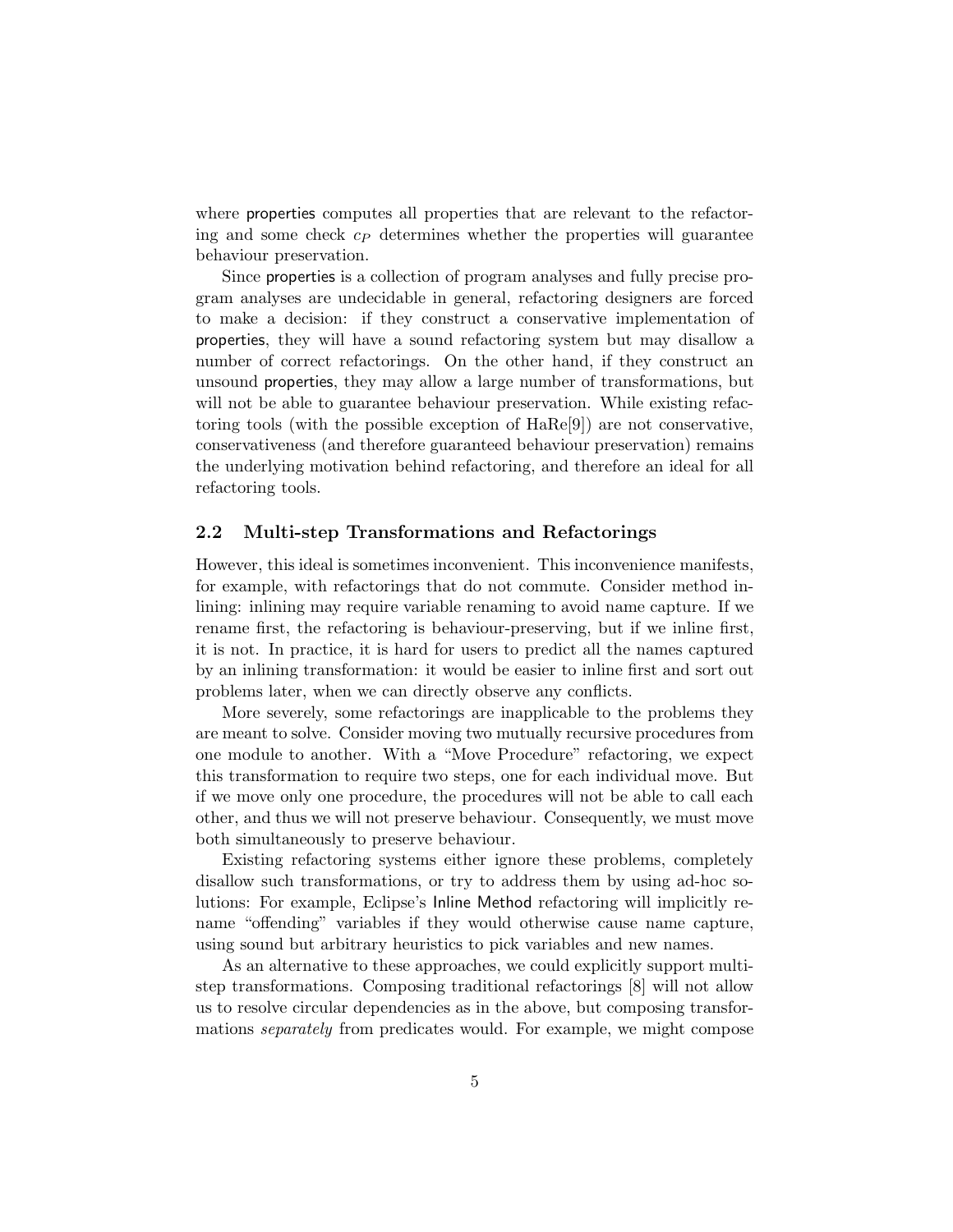where properties computes all properties that are relevant to the refactoring and some check $c_P$ determines whether the properties will guarantee behaviour preservation.

Since properties is a collection of program analyses and fully precise program analyses are undecidable in general, refactoring designers are forced to make a decision: if they construct a conservative implementation of properties, they will have a sound refactoring system but may disallow a number of correct refactorings. On the other hand, if they construct an unsound properties, they may allow a large number of transformations, but will not be able to guarantee behaviour preservation. While existing refactoring tools (with the possible exception of HaRe[9]) are not conservative, conservativeness (and therefore guaranteed behaviour preservation) remains the underlying motivation behind refactoring, and therefore an ideal for all refactoring tools.

## 2.2 Multi-step Transformations and Refactorings

However, this ideal is sometimes inconvenient. This inconvenience manifests, for example, with refactorings that do not commute. Consider method inlining: inlining may require variable renaming to avoid name capture. If we rename first, the refactoring is behaviour-preserving, but if we inline first, it is not. In practice, it is hard for users to predict all the names captured by an inlining transformation: it would be easier to inline first and sort out problems later, when we can directly observe any conflicts.

More severely, some refactorings are inapplicable to the problems they are meant to solve. Consider moving two mutually recursive procedures from one module to another. With a "Move Procedure" refactoring, we expect this transformation to require two steps, one for each individual move. But if we move only one procedure, the procedures will not be able to call each other, and thus we will not preserve behaviour. Consequently, we must move both simultaneously to preserve behaviour.

Existing refactoring systems either ignore these problems, completely disallow such transformations, or try to address them by using ad-hoc solutions: For example, Eclipse's Inline Method refactoring will implicitly rename "offending" variables if they would otherwise cause name capture, using sound but arbitrary heuristics to pick variables and new names.

As an alternative to these approaches, we could explicitly support multi-step transformations. Composing traditional refactorings [8] will not allow us to resolve circular dependencies as in the above, but composing transformations *separately* from predicates would. For example, we might compose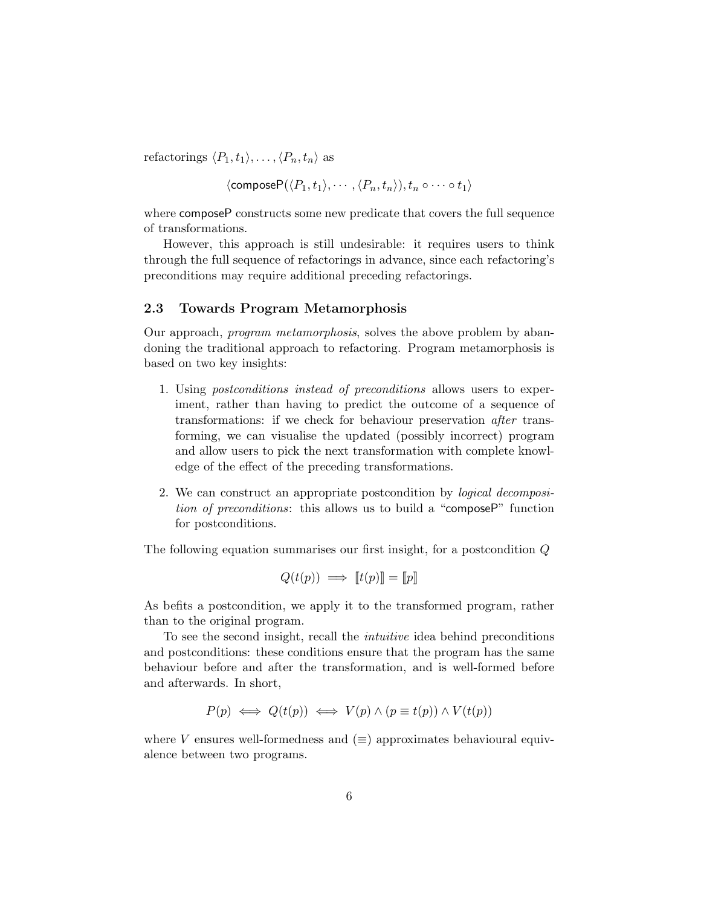refactorings $\langle P_1, t_1\rangle, \ldots, \langle P_n, t_n\rangle$ as

$$\langle \mathsf{composeP}(\langle P_1, t_1\rangle, \cdots, \langle P_n, t_n\rangle), t_n \circ \cdots \circ t_1\rangle$$

where composeP constructs some new predicate that covers the full sequence of transformations.

However, this approach is still undesirable: it requires users to think through the full sequence of refactorings in advance, since each refactoring's preconditions may require additional preceding refactorings.

### 2.3 Towards Program Metamorphosis

Our approach, *program metamorphosis*, solves the above problem by abandoning the traditional approach to refactoring. Program metamorphosis is based on two key insights:

1. Using *postconditions instead of preconditions* allows users to experiment, rather than having to predict the outcome of a sequence of transformations: if we check for behaviour preservation *after* transforming, we can visualise the updated (possibly incorrect) program and allow users to pick the next transformation with complete knowledge of the effect of the preceding transformations.
2. We can construct an appropriate postcondition by *logical decomposition of preconditions*: this allows us to build a "composeP" function for postconditions.

The following equation summarises our first insight, for a postcondition $Q$

$$Q(t(p)) \implies [\![t(p)]\!] = [\![p]\!]$$

As befits a postcondition, we apply it to the transformed program, rather than to the original program.

To see the second insight, recall the *intuitive* idea behind preconditions and postconditions: these conditions ensure that the program has the same behaviour before and after the transformation, and is well-formed before and afterwards. In short,

$$P(p) \iff Q(t(p)) \iff V(p) \wedge (p \equiv t(p)) \wedge V(t(p))$$

where $V$ ensures well-formedness and $(\equiv)$ approximates behavioural equivalence between two programs.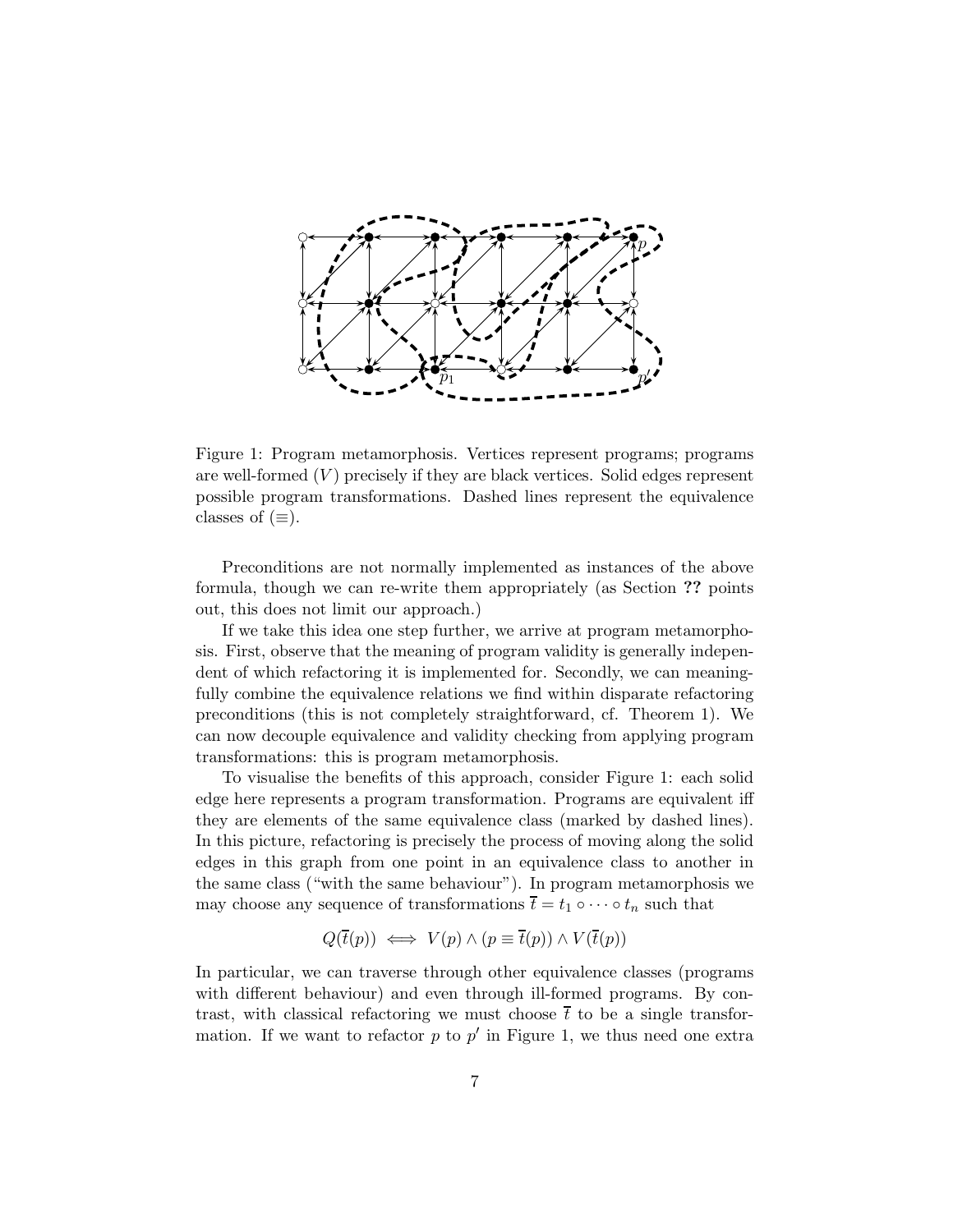Figure 1: Program metamorphosis. Vertices represent programs; programs are well-formed ($V$) precisely if they are black vertices. Solid edges represent possible program transformations. Dashed lines represent the equivalence classes of ($\equiv$).

Preconditions are not normally implemented as instances of the above formula, though we can re-write them appropriately (as Section **??** points out, this does not limit our approach.)

If we take this idea one step further, we arrive at program metamorphosis. First, observe that the meaning of program validity is generally independent of which refactoring it is implemented for. Secondly, we can meaningfully combine the equivalence relations we find within disparate refactoring preconditions (this is not completely straightforward, cf. Theorem 1). We can now decouple equivalence and validity checking from applying program transformations: this is program metamorphosis.

To visualise the benefits of this approach, consider Figure 1: each solid edge here represents a program transformation. Programs are equivalent iff they are elements of the same equivalence class (marked by dashed lines). In this picture, refactoring is precisely the process of moving along the solid edges in this graph from one point in an equivalence class to another in the same class ("with the same behaviour"). In program metamorphosis we may choose any sequence of transformations $\overline{t} = t_1 \circ \cdots \circ t_n$ such that

$$Q(\overline{t}(p)) \iff V(p) \wedge (p \equiv \overline{t}(p)) \wedge V(\overline{t}(p))$$

In particular, we can traverse through other equivalence classes (programs with different behaviour) and even through ill-formed programs. By contrast, with classical refactoring we must choose $\overline{t}$ to be a single transformation. If we want to refactor $p$ to $p'$ in Figure 1, we thus need one extra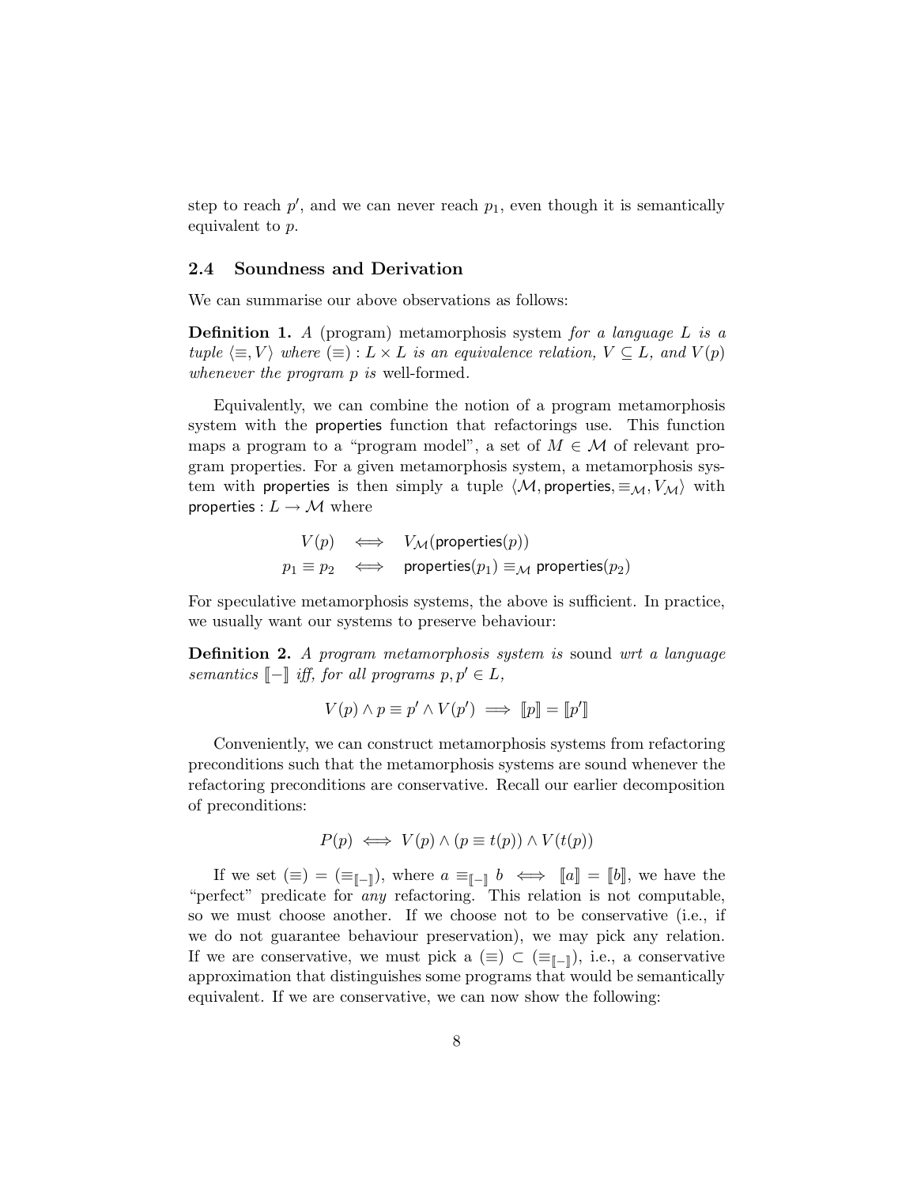step to reach $p'$, and we can never reach $p_1$, even though it is semantically equivalent to $p$.

### 2.4 Soundness and Derivation

We can summarise our above observations as follows:

**Definition 1.** *A* (program) metamorphosis system *for a language $L$ is a tuple $\langle \equiv, V \rangle$ where $(\equiv) : L \times L$ is an equivalence relation, $V \subseteq L$, and $V(p)$ whenever the program $p$ is* well-formed.

Equivalently, we can combine the notion of a program metamorphosis system with the properties function that refactorings use. This function maps a program to a "program model", a set of $M \in \mathcal{M}$ of relevant program properties. For a given metamorphosis system, a metamorphosis system with properties is then simply a tuple $\langle \mathcal{M}, \mathsf{properties}, \equiv_{\mathcal{M}}, V_{\mathcal{M}} \rangle$ with $\mathsf{properties} : L \to \mathcal{M}$ where

$$
\begin{aligned}
V(p) \quad &\iff \quad V_{\mathcal{M}}(\mathsf{properties}(p)) \\
p_1 \equiv p_2 \quad &\iff \quad \mathsf{properties}(p_1) \equiv_{\mathcal{M}} \mathsf{properties}(p_2)
\end{aligned}
$$

For speculative metamorphosis systems, the above is sufficient. In practice, we usually want our systems to preserve behaviour:

**Definition 2.** *A program metamorphosis system is* sound *wrt a language semantics $[\![-]\!]$ iff, for all programs $p, p' \in L$,*

$$
V(p) \wedge p \equiv p' \wedge V(p') \implies [\![p]\!] = [\![p']\!]
$$

Conveniently, we can construct metamorphosis systems from refactoring preconditions such that the metamorphosis systems are sound whenever the refactoring preconditions are conservative. Recall our earlier decomposition of preconditions:

$$
P(p) \iff V(p) \wedge (p \equiv t(p)) \wedge V(t(p))
$$

If we set $(\equiv) = (\equiv_{[\![-]\!]})$, where $a \equiv_{[\![-]\!]} b \iff [\![a]\!] = [\![b]\!]$, we have the "perfect" predicate for *any* refactoring. This relation is not computable, so we must choose another. If we choose not to be conservative (i.e., if we do not guarantee behaviour preservation), we may pick any relation. If we are conservative, we must pick a $(\equiv) \subset (\equiv_{[\![-]\!]})$, i.e., a conservative approximation that distinguishes some programs that would be semantically equivalent. If we are conservative, we can now show the following: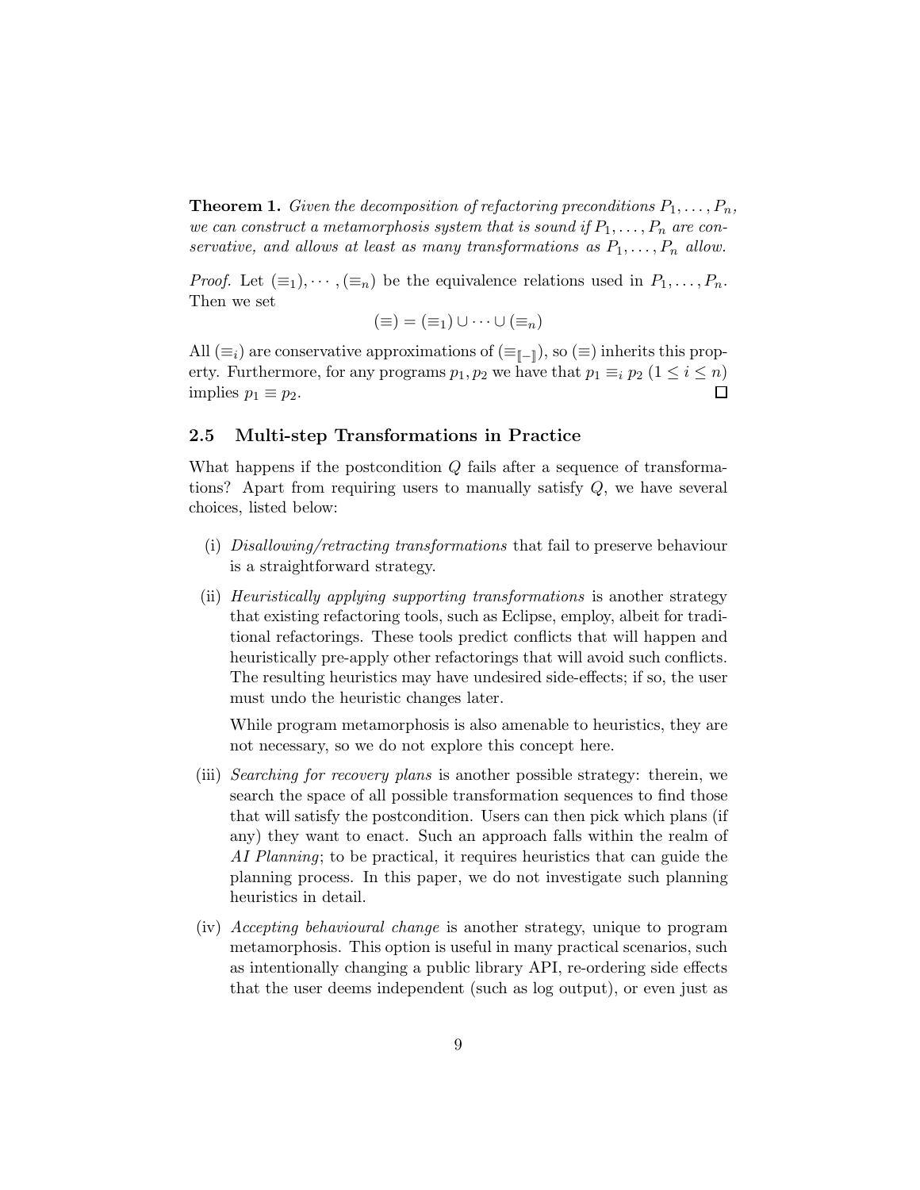**Theorem 1.** *Given the decomposition of refactoring preconditions $P_1, \ldots, P_n$, we can construct a metamorphosis system that is sound if $P_1, \ldots, P_n$ are conservative, and allows at least as many transformations as $P_1, \ldots, P_n$ allow.*

*Proof.* Let $(\equiv_1), \cdots, (\equiv_n)$ be the equivalence relations used in $P_1, \ldots, P_n$. Then we set

$$(\equiv) = (\equiv_1) \cup \cdots \cup (\equiv_n)$$

All $(\equiv_i)$ are conservative approximations of $(\equiv_{[\![-]\!]})$, so $(\equiv)$ inherits this property. Furthermore, for any programs $p_1, p_2$ we have that $p_1 \equiv_i p_2$ $(1 \leq i \leq n)$ implies $p_1 \equiv p_2$. □

### 2.5 Multi-step Transformations in Practice

What happens if the postcondition $Q$ fails after a sequence of transformations? Apart from requiring users to manually satisfy $Q$, we have several choices, listed below:

(i) *Disallowing/retracting transformations* that fail to preserve behaviour is a straightforward strategy.

(ii) *Heuristically applying supporting transformations* is another strategy that existing refactoring tools, such as Eclipse, employ, albeit for traditional refactorings. These tools predict conflicts that will happen and heuristically pre-apply other refactorings that will avoid such conflicts. The resulting heuristics may have undesired side-effects; if so, the user must undo the heuristic changes later.

   While program metamorphosis is also amenable to heuristics, they are not necessary, so we do not explore this concept here.

(iii) *Searching for recovery plans* is another possible strategy: therein, we search the space of all possible transformation sequences to find those that will satisfy the postcondition. Users can then pick which plans (if any) they want to enact. Such an approach falls within the realm of *AI Planning*; to be practical, it requires heuristics that can guide the planning process. In this paper, we do not investigate such planning heuristics in detail.

(iv) *Accepting behavioural change* is another strategy, unique to program metamorphosis. This option is useful in many practical scenarios, such as intentionally changing a public library API, re-ordering side effects that the user deems independent (such as log output), or even just as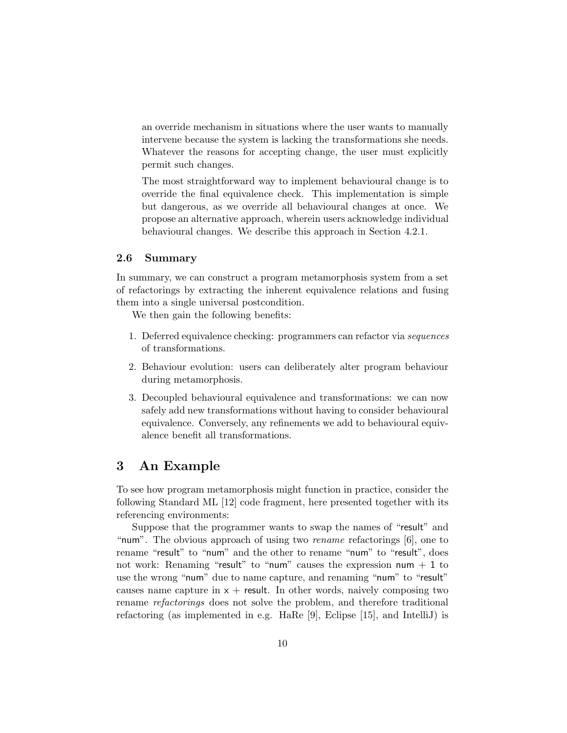an override mechanism in situations where the user wants to manually intervene because the system is lacking the transformations she needs. Whatever the reasons for accepting change, the user must explicitly permit such changes.

The most straightforward way to implement behavioural change is to override the final equivalence check. This implementation is simple but dangerous, as we override all behavioural changes at once. We propose an alternative approach, wherein users acknowledge individual behavioural changes. We describe this approach in Section 4.2.1.

### 2.6 Summary

In summary, we can construct a program metamorphosis system from a set of refactorings by extracting the inherent equivalence relations and fusing them into a single universal postcondition.

We then gain the following benefits:

1. Deferred equivalence checking: programmers can refactor via *sequences* of transformations.
2. Behaviour evolution: users can deliberately alter program behaviour during metamorphosis.
3. Decoupled behavioural equivalence and transformations: we can now safely add new transformations without having to consider behavioural equivalence. Conversely, any refinements we add to behavioural equivalence benefit all transformations.

## 3 An Example

To see how program metamorphosis might function in practice, consider the following Standard ML [12] code fragment, here presented together with its referencing environments:

Suppose that the programmer wants to swap the names of "result" and "num". The obvious approach of using two *rename* refactorings [6], one to rename "result" to "num" and the other to rename "num" to "result", does not work: Renaming "result" to "num" causes the expression num + 1 to use the wrong "num" due to name capture, and renaming "num" to "result" causes name capture in x + result. In other words, naively composing two rename *refactorings* does not solve the problem, and therefore traditional refactoring (as implemented in e.g. HaRe [9], Eclipse [15], and IntelliJ) is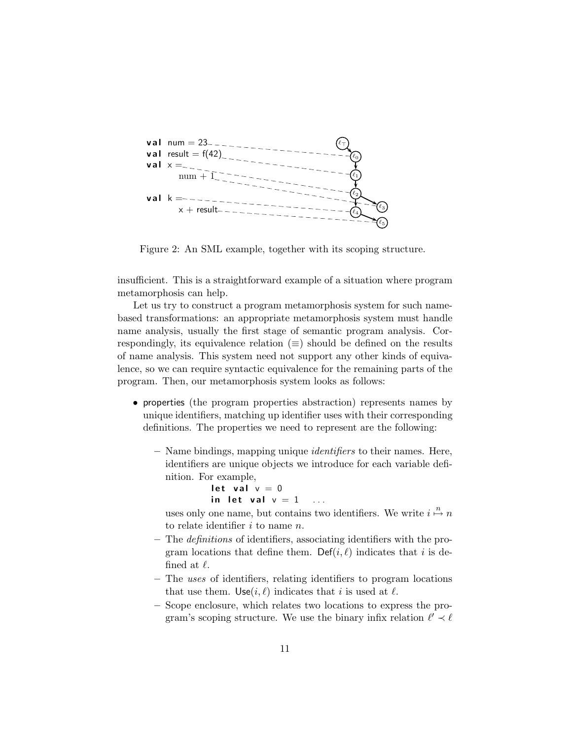```
val num = 23
val result = f(42)
val x =
      num + 1

val k =
      x + result
```

Figure 2: An SML example, together with its scoping structure.

insufficient. This is a straightforward example of a situation where program metamorphosis can help.

Let us try to construct a program metamorphosis system for such name-based transformations: an appropriate metamorphosis system must handle name analysis, usually the first stage of semantic program analysis. Correspondingly, its equivalence relation ($\equiv$) should be defined on the results of name analysis. This system need not support any other kinds of equivalence, so we can require syntactic equivalence for the remaining parts of the program. Then, our metamorphosis system looks as follows:

- properties (the program properties abstraction) represents names by unique identifiers, matching up identifier uses with their corresponding definitions. The properties we need to represent are the following:
  - Name bindings, mapping unique *identifiers* to their names. Here, identifiers are unique objects we introduce for each variable definition. For example,

    ```
    let val v = 0
    in let val v = 1   ...
    ```

    uses only one name, but contains two identifiers. We write $i \overset{n}{\mapsto} n$ to relate identifier $i$ to name $n$.
  - The *definitions* of identifiers, associating identifiers with the program locations that define them. $\mathsf{Def}(i, \ell)$ indicates that $i$ is defined at $\ell$.
  - The *uses* of identifiers, relating identifiers to program locations that use them. $\mathsf{Use}(i, \ell)$ indicates that $i$ is used at $\ell$.
  - Scope enclosure, which relates two locations to express the program's scoping structure. We use the binary infix relation $\ell' \prec \ell$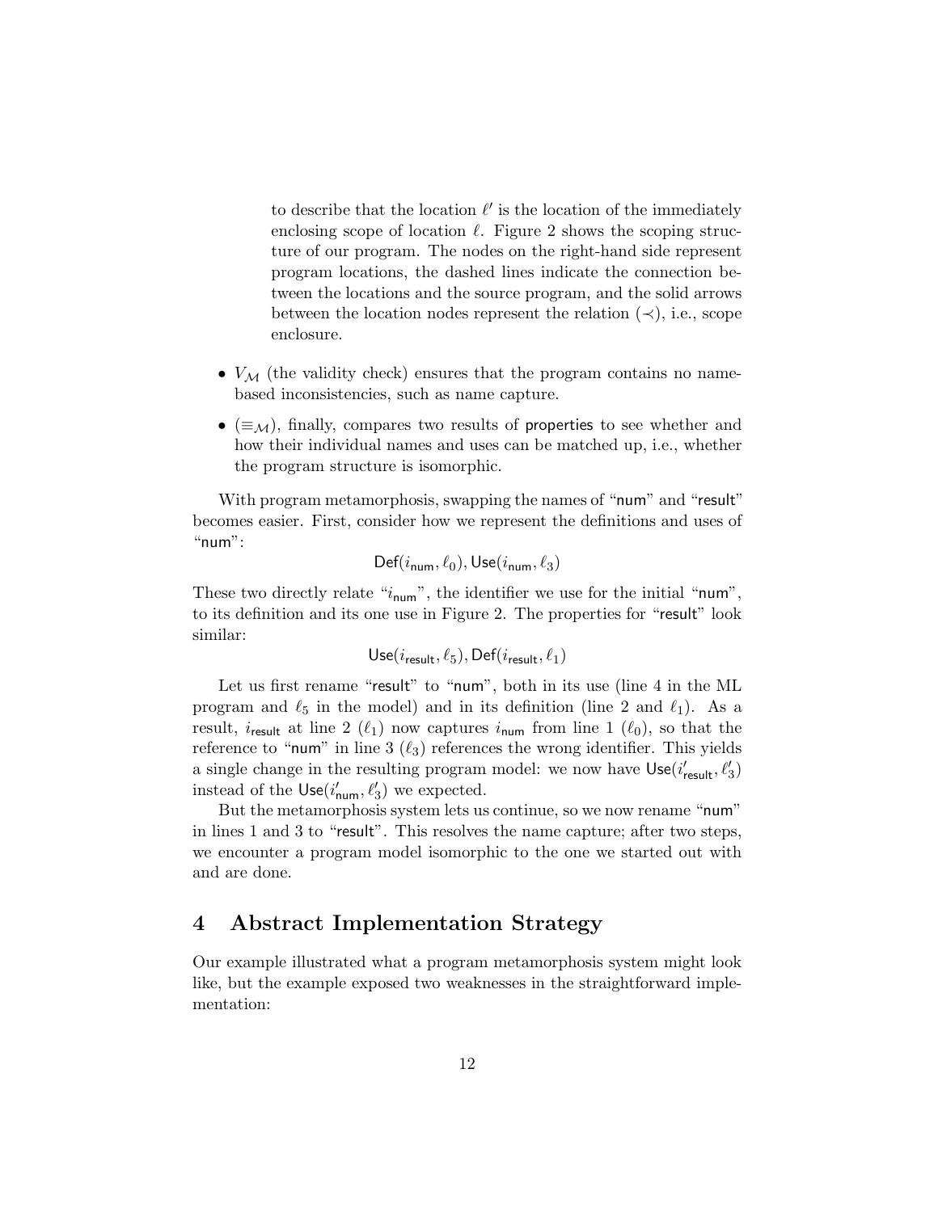to describe that the location $\ell'$ is the location of the immediately enclosing scope of location $\ell$. Figure 2 shows the scoping structure of our program. The nodes on the right-hand side represent program locations, the dashed lines indicate the connection between the locations and the source program, and the solid arrows between the location nodes represent the relation $(\prec)$, i.e., scope enclosure.

- $V_{\mathcal{M}}$ (the validity check) ensures that the program contains no name-based inconsistencies, such as name capture.
- $(\equiv_{\mathcal{M}})$, finally, compares two results of properties to see whether and how their individual names and uses can be matched up, i.e., whether the program structure is isomorphic.

With program metamorphosis, swapping the names of "num" and "result" becomes easier. First, consider how we represent the definitions and uses of "num":

$$\mathsf{Def}(i_{\mathsf{num}}, \ell_0), \mathsf{Use}(i_{\mathsf{num}}, \ell_3)$$

These two directly relate "$i_{\mathsf{num}}$", the identifier we use for the initial "num", to its definition and its one use in Figure 2. The properties for "result" look similar:

$$\mathsf{Use}(i_{\mathsf{result}}, \ell_5), \mathsf{Def}(i_{\mathsf{result}}, \ell_1)$$

Let us first rename "result" to "num", both in its use (line 4 in the ML program and $\ell_5$ in the model) and in its definition (line 2 and $\ell_1$). As a result, $i_{\mathsf{result}}$ at line 2 ($\ell_1$) now captures $i_{\mathsf{num}}$ from line 1 ($\ell_0$), so that the reference to "num" in line 3 ($\ell_3$) references the wrong identifier. This yields a single change in the resulting program model: we now have $\mathsf{Use}(i'_{\mathsf{result}}, \ell'_3)$ instead of the $\mathsf{Use}(i'_{\mathsf{num}}, \ell'_3)$ we expected.

But the metamorphosis system lets us continue, so we now rename "num" in lines 1 and 3 to "result". This resolves the name capture; after two steps, we encounter a program model isomorphic to the one we started out with and are done.

## 4 Abstract Implementation Strategy

Our example illustrated what a program metamorphosis system might look like, but the example exposed two weaknesses in the straightforward implementation: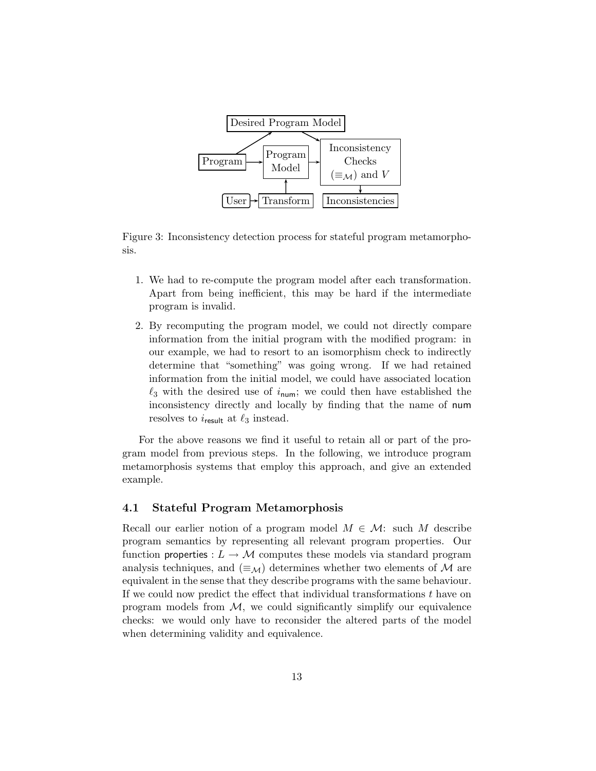Figure 3: Inconsistency detection process for stateful program metamorphosis.

1. We had to re-compute the program model after each transformation. Apart from being inefficient, this may be hard if the intermediate program is invalid.
2. By recomputing the program model, we could not directly compare information from the initial program with the modified program: in our example, we had to resort to an isomorphism check to indirectly determine that "something" was going wrong. If we had retained information from the initial model, we could have associated location $\ell_3$ with the desired use of $i_{\mathsf{num}}$; we could then have established the inconsistency directly and locally by finding that the name of num resolves to $i_{\mathsf{result}}$ at $\ell_3$ instead.

For the above reasons we find it useful to retain all or part of the program model from previous steps. In the following, we introduce program metamorphosis systems that employ this approach, and give an extended example.

### 4.1 Stateful Program Metamorphosis

Recall our earlier notion of a program model $M \in \mathcal{M}$: such $M$ describe program semantics by representing all relevant program properties. Our function $\mathsf{properties} : L \to \mathcal{M}$ computes these models via standard program analysis techniques, and $(\equiv_{\mathcal{M}})$ determines whether two elements of $\mathcal{M}$ are equivalent in the sense that they describe programs with the same behaviour. If we could now predict the effect that individual transformations $t$ have on program models from $\mathcal{M}$, we could significantly simplify our equivalence checks: we would only have to reconsider the altered parts of the model when determining validity and equivalence.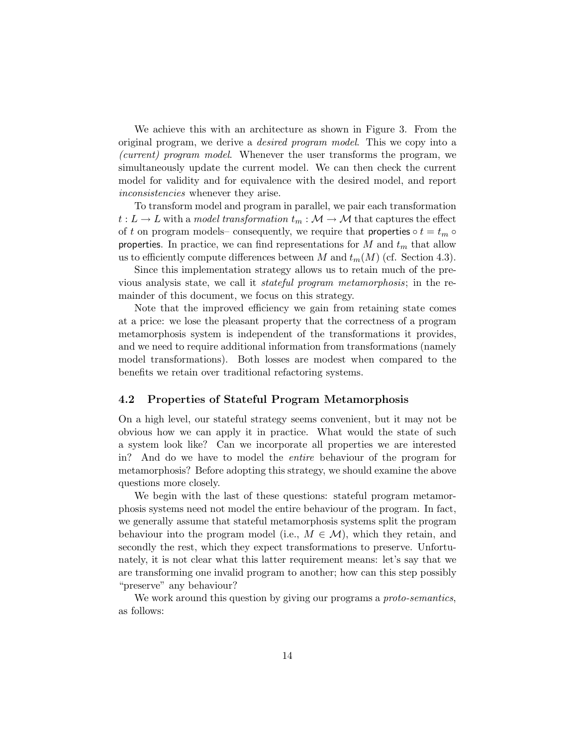We achieve this with an architecture as shown in Figure 3. From the original program, we derive a *desired program model*. This we copy into a *(current) program model*. Whenever the user transforms the program, we simultaneously update the current model. We can then check the current model for validity and for equivalence with the desired model, and report *inconsistencies* whenever they arise.

To transform model and program in parallel, we pair each transformation $t : L \to L$ with a *model transformation* $t_m : \mathcal{M} \to \mathcal{M}$ that captures the effect of $t$ on program models– consequently, we require that $\mathsf{properties} \circ t = t_m \circ \mathsf{properties}$. In practice, we can find representations for $M$ and $t_m$ that allow us to efficiently compute differences between $M$ and $t_m(M)$ (cf. Section 4.3).

Since this implementation strategy allows us to retain much of the previous analysis state, we call it *stateful program metamorphosis*; in the remainder of this document, we focus on this strategy.

Note that the improved efficiency we gain from retaining state comes at a price: we lose the pleasant property that the correctness of a program metamorphosis system is independent of the transformations it provides, and we need to require additional information from transformations (namely model transformations). Both losses are modest when compared to the benefits we retain over traditional refactoring systems.

## 4.2 Properties of Stateful Program Metamorphosis

On a high level, our stateful strategy seems convenient, but it may not be obvious how we can apply it in practice. What would the state of such a system look like? Can we incorporate all properties we are interested in? And do we have to model the *entire* behaviour of the program for metamorphosis? Before adopting this strategy, we should examine the above questions more closely.

We begin with the last of these questions: stateful program metamorphosis systems need not model the entire behaviour of the program. In fact, we generally assume that stateful metamorphosis systems split the program behaviour into the program model (i.e., $M \in \mathcal{M}$), which they retain, and secondly the rest, which they expect transformations to preserve. Unfortunately, it is not clear what this latter requirement means: let's say that we are transforming one invalid program to another; how can this step possibly "preserve" any behaviour?

We work around this question by giving our programs a *proto-semantics*, as follows: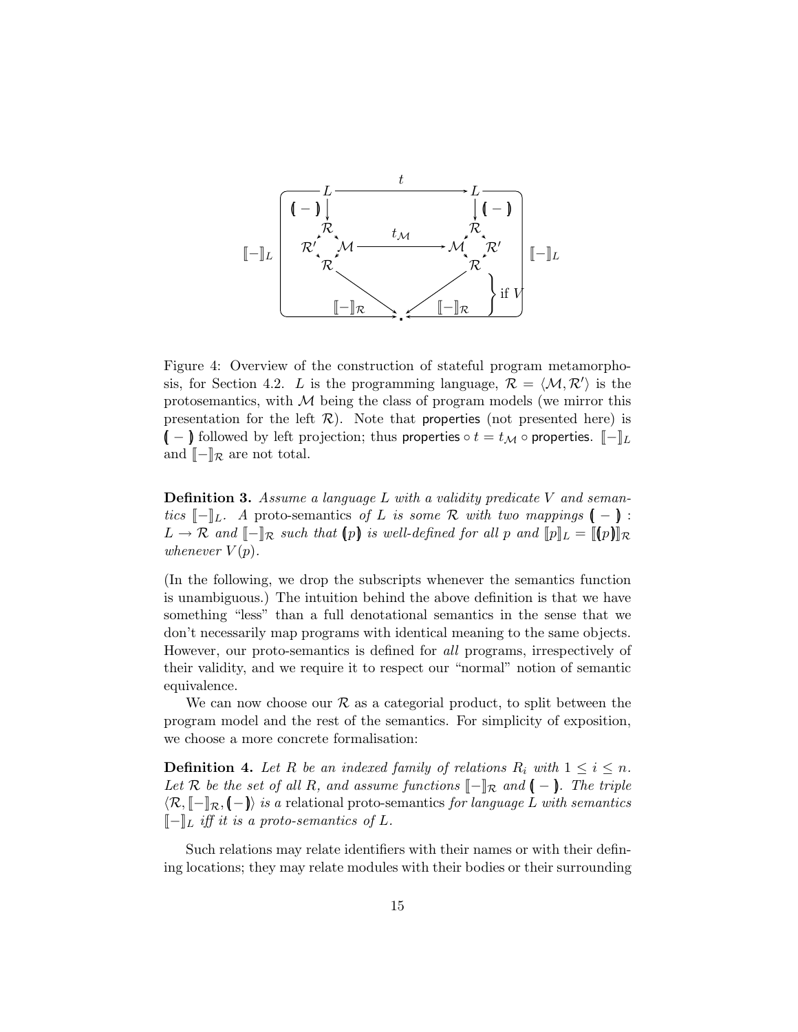Figure 4: Overview of the construction of stateful program metamorphosis, for Section 4.2. $L$ is the programming language, $\mathcal{R} = \langle \mathcal{M}, \mathcal{R}' \rangle$ is the protosemantics, with $\mathcal{M}$ being the class of program models (we mirror this presentation for the left $\mathcal{R}$). Note that properties (not presented here) is $(\!| - |\!)$ followed by left projection; thus properties $\circ\, t = t_{\mathcal{M}} \circ$ properties. $[\![-]\!]_L$ and $[\![-]\!]_{\mathcal{R}}$ are not total.

**Definition 3.** *Assume a language $L$ with a validity predicate $V$ and semantics $[\![-]\!]_L$. A* proto-semantics *of $L$ is some $\mathcal{R}$ with two mappings $(\!| - |\!) : L \to \mathcal{R}$ and $[\![-]\!]_{\mathcal{R}}$ such that $(\!|p|\!)$ is well-defined for all $p$ and $[\![p]\!]_L = [\![(\!|p|\!)]\!]_{\mathcal{R}}$ whenever $V(p)$.*

(In the following, we drop the subscripts whenever the semantics function is unambiguous.) The intuition behind the above definition is that we have something "less" than a full denotational semantics in the sense that we don't necessarily map programs with identical meaning to the same objects. However, our proto-semantics is defined for *all* programs, irrespectively of their validity, and we require it to respect our "normal" notion of semantic equivalence.

We can now choose our $\mathcal{R}$ as a categorial product, to split between the program model and the rest of the semantics. For simplicity of exposition, we choose a more concrete formalisation:

**Definition 4.** *Let $R$ be an indexed family of relations $R_i$ with $1 \leq i \leq n$. Let $\mathcal{R}$ be the set of all $R$, and assume functions $[\![-]\!]_{\mathcal{R}}$ and $(\!| - |\!)$. The triple $\langle \mathcal{R}, [\![-]\!]_{\mathcal{R}}, (\!|-|\!) \rangle$ is a* relational proto-semantics *for language $L$ with semantics $[\![-]\!]_L$ iff it is a proto-semantics of $L$.*

Such relations may relate identifiers with their names or with their defining locations; they may relate modules with their bodies or their surrounding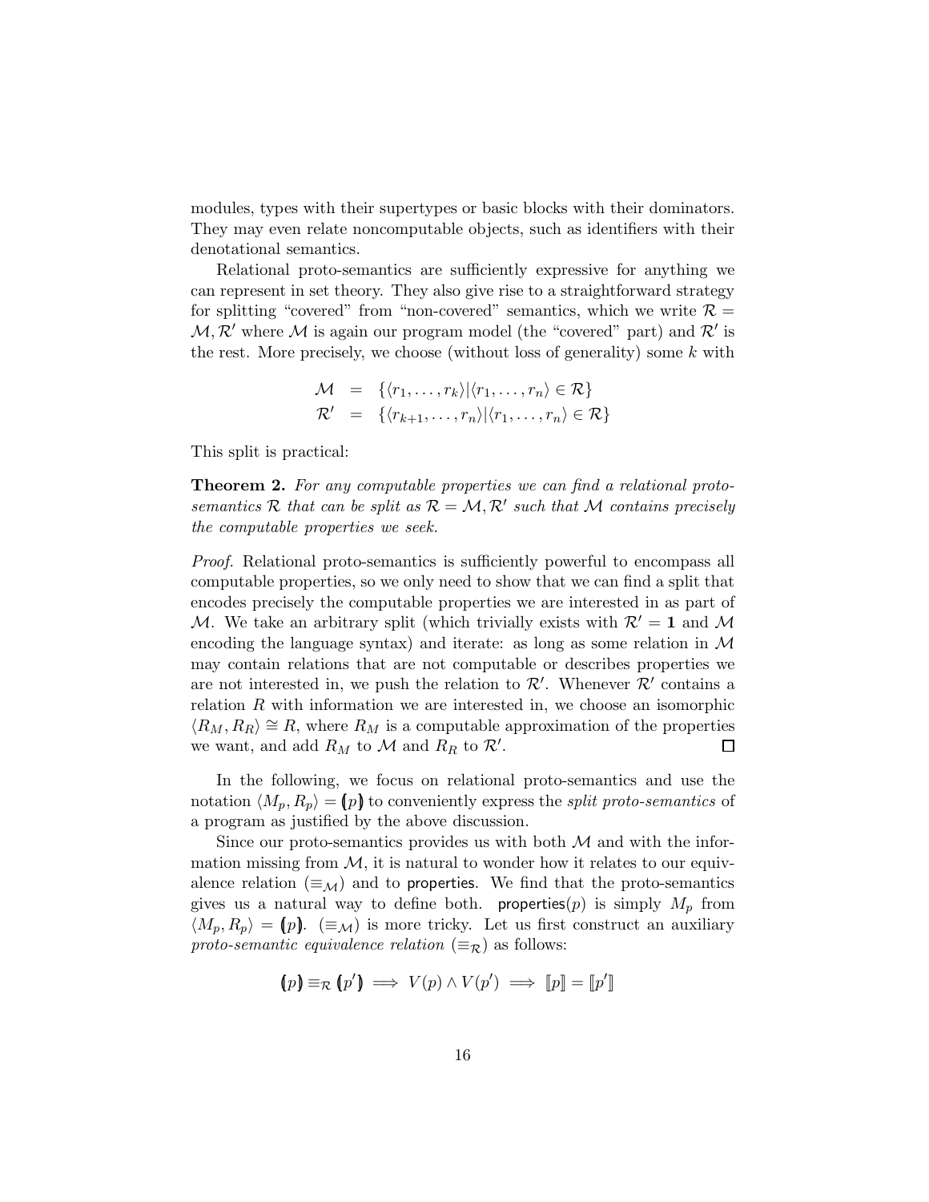modules, types with their supertypes or basic blocks with their dominators. They may even relate noncomputable objects, such as identifiers with their denotational semantics.

Relational proto-semantics are sufficiently expressive for anything we can represent in set theory. They also give rise to a straightforward strategy for splitting "covered" from "non-covered" semantics, which we write $\mathcal{R} = \mathcal{M}, \mathcal{R}'$ where $\mathcal{M}$ is again our program model (the "covered" part) and $\mathcal{R}'$ is the rest. More precisely, we choose (without loss of generality) some $k$ with

$$\begin{aligned}\mathcal{M} &= \{\langle r_1, \ldots, r_k \rangle | \langle r_1, \ldots, r_n \rangle \in \mathcal{R}\} \\ \mathcal{R}' &= \{\langle r_{k+1}, \ldots, r_n \rangle | \langle r_1, \ldots, r_n \rangle \in \mathcal{R}\}\end{aligned}$$

This split is practical:

**Theorem 2.** *For any computable properties we can find a relational proto-semantics $\mathcal{R}$ that can be split as $\mathcal{R} = \mathcal{M}, \mathcal{R}'$ such that $\mathcal{M}$ contains precisely the computable properties we seek.*

*Proof.* Relational proto-semantics is sufficiently powerful to encompass all computable properties, so we only need to show that we can find a split that encodes precisely the computable properties we are interested in as part of $\mathcal{M}$. We take an arbitrary split (which trivially exists with $\mathcal{R}' = \mathbf{1}$ and $\mathcal{M}$ encoding the language syntax) and iterate: as long as some relation in $\mathcal{M}$ may contain relations that are not computable or describes properties we are not interested in, we push the relation to $\mathcal{R}'$. Whenever $\mathcal{R}'$ contains a relation $R$ with information we are interested in, we choose an isomorphic $\langle R_M, R_R \rangle \cong R$, where $R_M$ is a computable approximation of the properties we want, and add $R_M$ to $\mathcal{M}$ and $R_R$ to $\mathcal{R}'$. ☐

In the following, we focus on relational proto-semantics and use the notation $\langle M_p, R_p \rangle = (\!| p |\!)$ to conveniently express the *split proto-semantics* of a program as justified by the above discussion.

Since our proto-semantics provides us with both $\mathcal{M}$ and with the information missing from $\mathcal{M}$, it is natural to wonder how it relates to our equivalence relation ($\equiv_{\mathcal{M}}$) and to properties. We find that the proto-semantics gives us a natural way to define both. properties$(p)$ is simply $M_p$ from $\langle M_p, R_p \rangle = (\!| p |\!)$. ($\equiv_{\mathcal{M}}$) is more tricky. Let us first construct an auxiliary *proto-semantic equivalence relation* ($\equiv_{\mathcal{R}}$) as follows:

$$(\!| p |\!) \equiv_{\mathcal{R}} (\!| p' |\!) \implies V(p) \wedge V(p') \implies [\![p]\!] = [\![p']\!]$$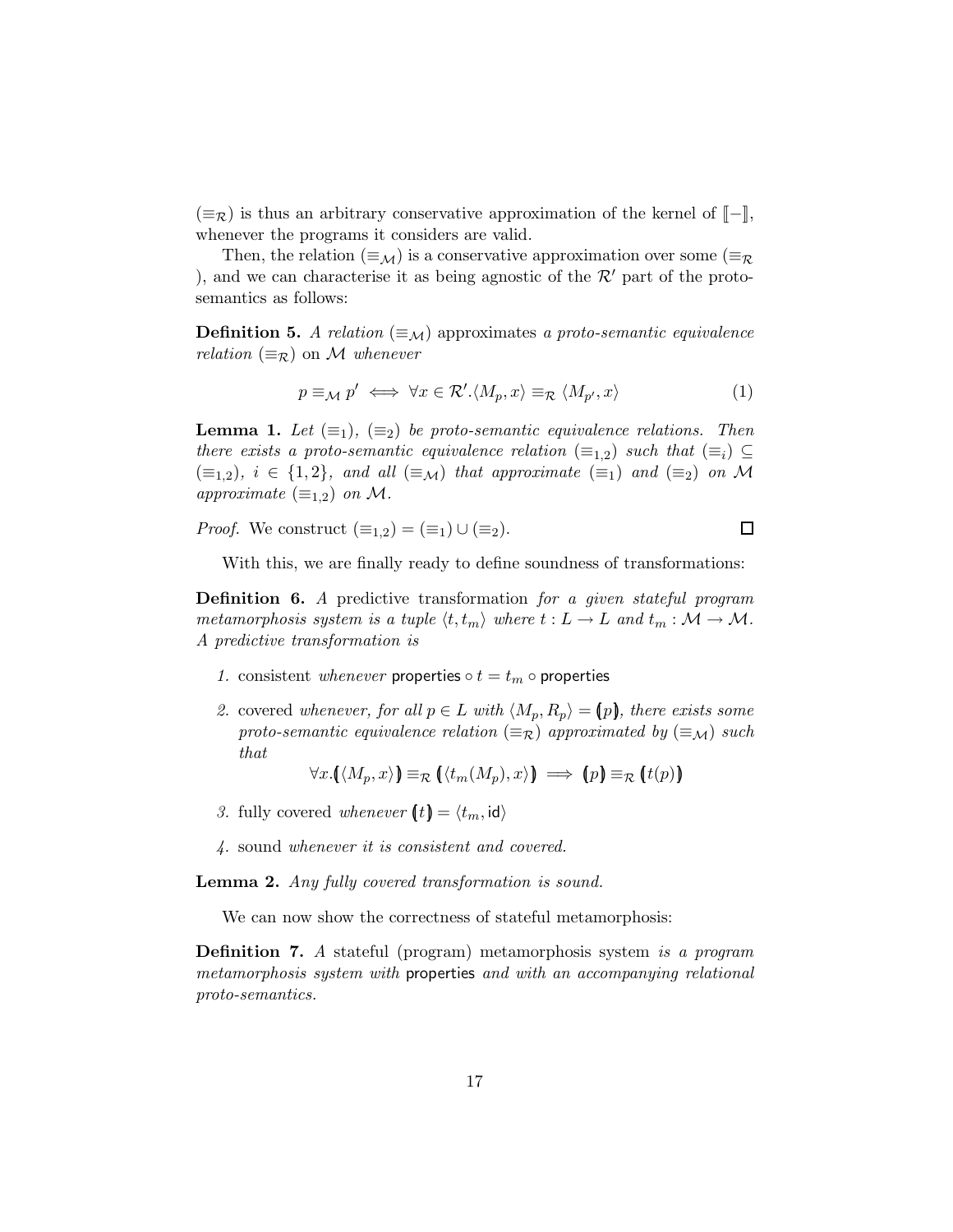$(\equiv_{\mathcal{R}})$ is thus an arbitrary conservative approximation of the kernel of $[\![-]\!]$, whenever the programs it considers are valid.

Then, the relation $(\equiv_{\mathcal{M}})$ is a conservative approximation over some $(\equiv_{\mathcal{R}})$, and we can characterise it as being agnostic of the $\mathcal{R}'$ part of the proto-semantics as follows:

**Definition 5.** *A relation* $(\equiv_{\mathcal{M}})$ approximates *a proto-semantic equivalence relation* $(\equiv_{\mathcal{R}})$ *on* $\mathcal{M}$ *whenever*

$$p \equiv_{\mathcal{M}} p' \iff \forall x \in \mathcal{R}'.\langle M_p, x\rangle \equiv_{\mathcal{R}} \langle M_{p'}, x\rangle \tag{1}$$

**Lemma 1.** *Let* $(\equiv_1)$, $(\equiv_2)$ *be proto-semantic equivalence relations. Then there exists a proto-semantic equivalence relation* $(\equiv_{1,2})$ *such that* $(\equiv_i) \subseteq (\equiv_{1,2})$, $i \in \{1,2\}$, *and all* $(\equiv_{\mathcal{M}})$ *that approximate* $(\equiv_1)$ *and* $(\equiv_2)$ *on* $\mathcal{M}$ *approximate* $(\equiv_{1,2})$ *on* $\mathcal{M}$.

*Proof.* We construct $(\equiv_{1,2}) = (\equiv_1) \cup (\equiv_2)$. □

With this, we are finally ready to define soundness of transformations:

**Definition 6.** *A* predictive transformation *for a given stateful program metamorphosis system is a tuple* $\langle t, t_m\rangle$ *where* $t : L \to L$ *and* $t_m : \mathcal{M} \to \mathcal{M}$. *A predictive transformation is*

1. consistent *whenever* $\mathsf{properties} \circ t = t_m \circ \mathsf{properties}$
2. covered *whenever, for all* $p \in L$ *with* $\langle M_p, R_p\rangle = (\!|p|\!)$, *there exists some proto-semantic equivalence relation* $(\equiv_{\mathcal{R}})$ *approximated by* $(\equiv_{\mathcal{M}})$ *such that*

$$\forall x.(\!|\langle M_p, x\rangle|\!) \equiv_{\mathcal{R}} (\!|\langle t_m(M_p), x\rangle|\!) \implies (\!|p|\!) \equiv_{\mathcal{R}} (\!|t(p)|\!)$$

3. fully covered *whenever* $(\!|t|\!) = \langle t_m, \mathsf{id}\rangle$
4. sound *whenever it is consistent and covered.*

**Lemma 2.** *Any fully covered transformation is sound.*

We can now show the correctness of stateful metamorphosis:

**Definition 7.** *A* stateful (program) metamorphosis system *is a program metamorphosis system with* $\mathsf{properties}$ *and with an accompanying relational proto-semantics.*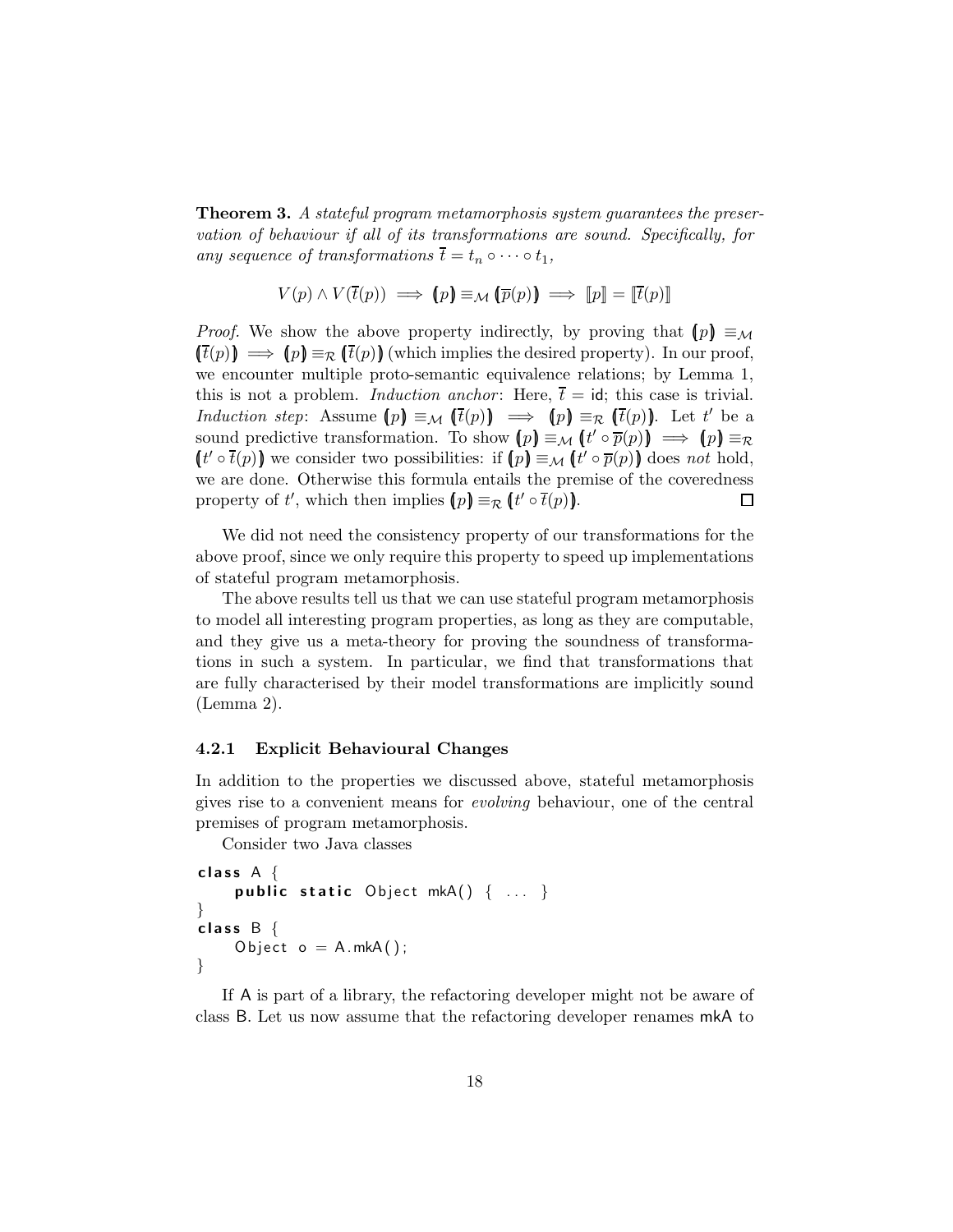**Theorem 3.** *A stateful program metamorphosis system guarantees the preservation of behaviour if all of its transformations are sound. Specifically, for any sequence of transformations* $\overline{t} = t_n \circ \cdots \circ t_1$,

$$V(p) \wedge V(\overline{t}(p)) \implies (\!|p|\!) \equiv_{\mathcal{M}} (\!|\overline{p}(p)|\!) \implies [\![p]\!] = [\![\overline{t}(p)]\!]$$

*Proof.* We show the above property indirectly, by proving that $(\!|p|\!) \equiv_{\mathcal{M}} (\!|\overline{t}(p)|\!) \implies (\!|p|\!) \equiv_{\mathcal{R}} (\!|\overline{t}(p)|\!)$ (which implies the desired property). In our proof, we encounter multiple proto-semantic equivalence relations; by Lemma 1, this is not a problem. *Induction anchor*: Here, $\overline{t} = \mathsf{id}$; this case is trivial. *Induction step*: Assume $(\!|p|\!) \equiv_{\mathcal{M}} (\!|\overline{t}(p)|\!) \implies (\!|p|\!) \equiv_{\mathcal{R}} (\!|\overline{t}(p)|\!)$. Let $t'$ be a sound predictive transformation. To show $(\!|p|\!) \equiv_{\mathcal{M}} (\!|t' \circ \overline{p}(p)|\!) \implies (\!|p|\!) \equiv_{\mathcal{R}} (\!|t' \circ \overline{t}(p)|\!)$ we consider two possibilities: if $(\!|p|\!) \equiv_{\mathcal{M}} (\!|t' \circ \overline{p}(p)|\!)$ does *not* hold, we are done. Otherwise this formula entails the premise of the coveredness property of $t'$, which then implies $(\!|p|\!) \equiv_{\mathcal{R}} (\!|t' \circ \overline{t}(p)|\!)$. □

We did not need the consistency property of our transformations for the above proof, since we only require this property to speed up implementations of stateful program metamorphosis.

The above results tell us that we can use stateful program metamorphosis to model all interesting program properties, as long as they are computable, and they give us a meta-theory for proving the soundness of transformations in such a system. In particular, we find that transformations that are fully characterised by their model transformations are implicitly sound (Lemma 2).

#### 4.2.1 Explicit Behavioural Changes

In addition to the properties we discussed above, stateful metamorphosis gives rise to a convenient means for *evolving* behaviour, one of the central premises of program metamorphosis.

Consider two Java classes

```
class A {
    public static Object mkA() { ... }
}
class B {
    Object o = A.mkA();
}
```

If A is part of a library, the refactoring developer might not be aware of class B. Let us now assume that the refactoring developer renames mkA to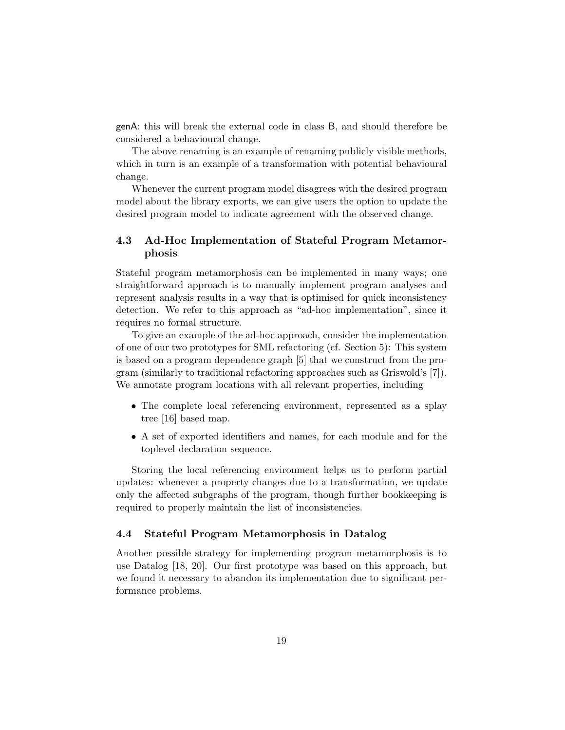genA: this will break the external code in class B, and should therefore be considered a behavioural change.

The above renaming is an example of renaming publicly visible methods, which in turn is an example of a transformation with potential behavioural change.

Whenever the current program model disagrees with the desired program model about the library exports, we can give users the option to update the desired program model to indicate agreement with the observed change.

### 4.3 Ad-Hoc Implementation of Stateful Program Metamorphosis

Stateful program metamorphosis can be implemented in many ways; one straightforward approach is to manually implement program analyses and represent analysis results in a way that is optimised for quick inconsistency detection. We refer to this approach as "ad-hoc implementation", since it requires no formal structure.

To give an example of the ad-hoc approach, consider the implementation of one of our two prototypes for SML refactoring (cf. Section 5): This system is based on a program dependence graph [5] that we construct from the program (similarly to traditional refactoring approaches such as Griswold's [7]). We annotate program locations with all relevant properties, including

- The complete local referencing environment, represented as a splay tree [16] based map.
- A set of exported identifiers and names, for each module and for the toplevel declaration sequence.

Storing the local referencing environment helps us to perform partial updates: whenever a property changes due to a transformation, we update only the affected subgraphs of the program, though further bookkeeping is required to properly maintain the list of inconsistencies.

### 4.4 Stateful Program Metamorphosis in Datalog

Another possible strategy for implementing program metamorphosis is to use Datalog [18, 20]. Our first prototype was based on this approach, but we found it necessary to abandon its implementation due to significant performance problems.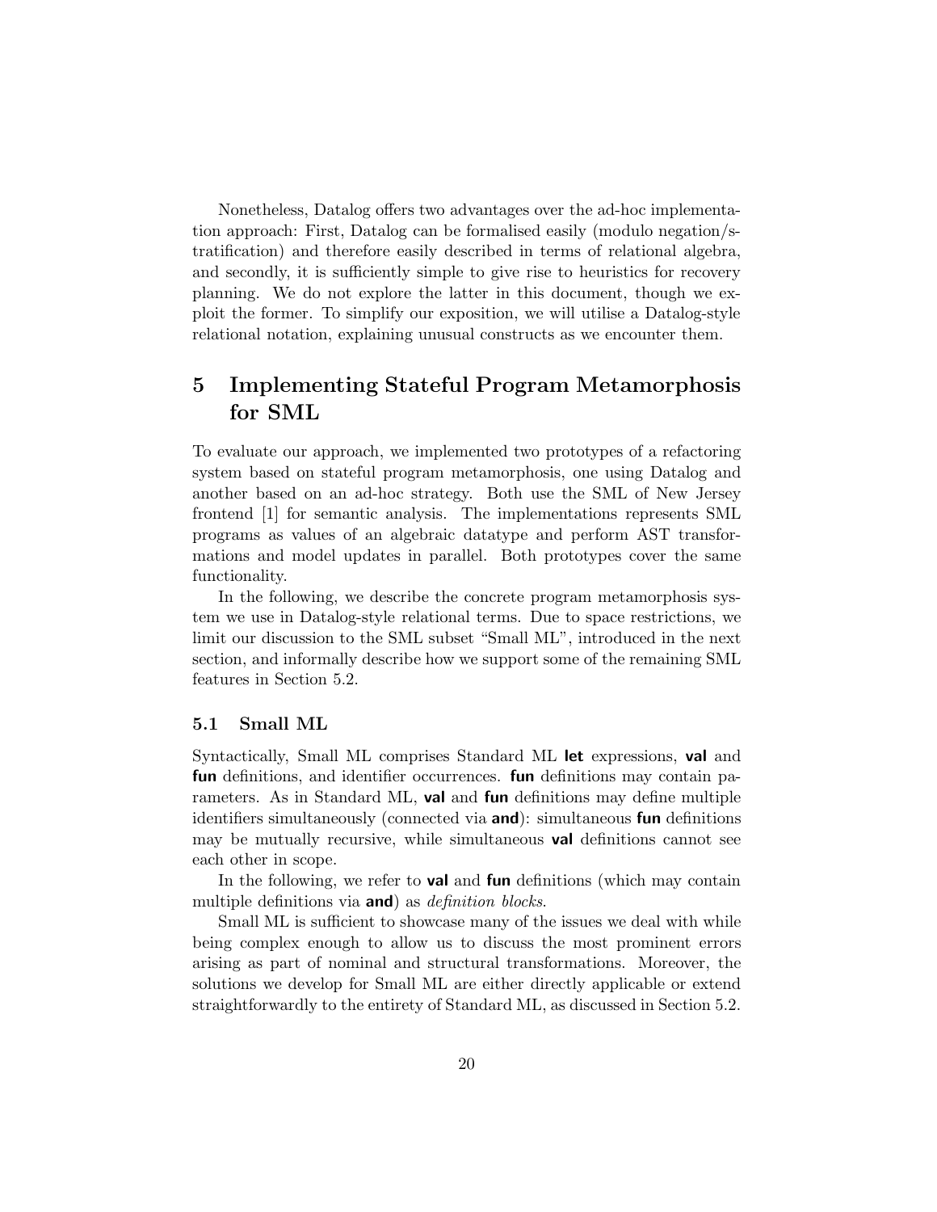Nonetheless, Datalog offers two advantages over the ad-hoc implementation approach: First, Datalog can be formalised easily (modulo negation/stratification) and therefore easily described in terms of relational algebra, and secondly, it is sufficiently simple to give rise to heuristics for recovery planning. We do not explore the latter in this document, though we exploit the former. To simplify our exposition, we will utilise a Datalog-style relational notation, explaining unusual constructs as we encounter them.

# 5 Implementing Stateful Program Metamorphosis for SML

To evaluate our approach, we implemented two prototypes of a refactoring system based on stateful program metamorphosis, one using Datalog and another based on an ad-hoc strategy. Both use the SML of New Jersey frontend [1] for semantic analysis. The implementations represents SML programs as values of an algebraic datatype and perform AST transformations and model updates in parallel. Both prototypes cover the same functionality.

In the following, we describe the concrete program metamorphosis system we use in Datalog-style relational terms. Due to space restrictions, we limit our discussion to the SML subset "Small ML", introduced in the next section, and informally describe how we support some of the remaining SML features in Section 5.2.

## 5.1 Small ML

Syntactically, Small ML comprises Standard ML **let** expressions, **val** and **fun** definitions, and identifier occurrences. **fun** definitions may contain parameters. As in Standard ML, **val** and **fun** definitions may define multiple identifiers simultaneously (connected via **and**): simultaneous **fun** definitions may be mutually recursive, while simultaneous **val** definitions cannot see each other in scope.

In the following, we refer to **val** and **fun** definitions (which may contain multiple definitions via **and**) as *definition blocks*.

Small ML is sufficient to showcase many of the issues we deal with while being complex enough to allow us to discuss the most prominent errors arising as part of nominal and structural transformations. Moreover, the solutions we develop for Small ML are either directly applicable or extend straightforwardly to the entirety of Standard ML, as discussed in Section 5.2.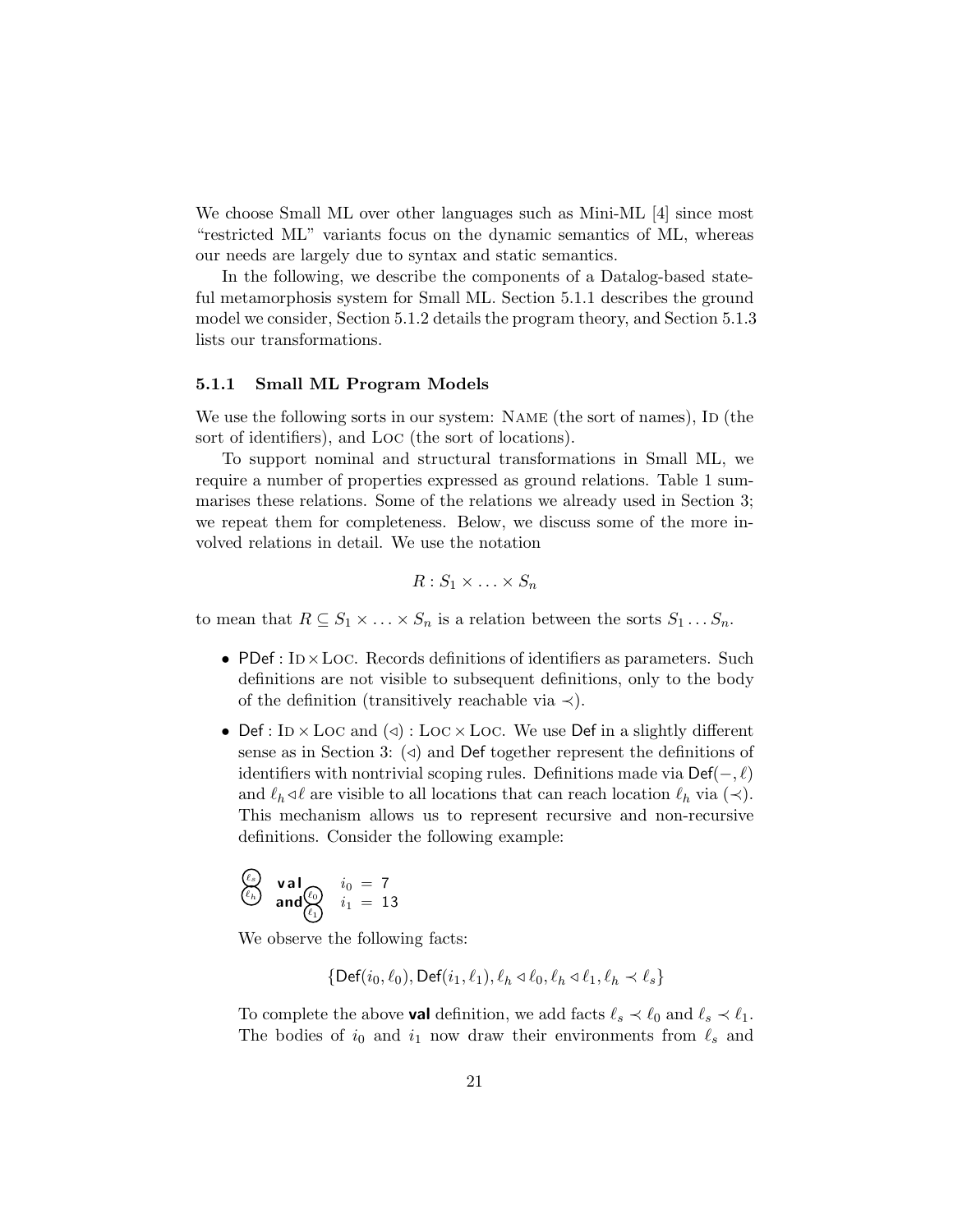We choose Small ML over other languages such as Mini-ML [4] since most "restricted ML" variants focus on the dynamic semantics of ML, whereas our needs are largely due to syntax and static semantics.

In the following, we describe the components of a Datalog-based stateful metamorphosis system for Small ML. Section 5.1.1 describes the ground model we consider, Section 5.1.2 details the program theory, and Section 5.1.3 lists our transformations.

### 5.1.1 Small ML Program Models

We use the following sorts in our system: Name (the sort of names), Id (the sort of identifiers), and Loc (the sort of locations).

To support nominal and structural transformations in Small ML, we require a number of properties expressed as ground relations. Table 1 summarises these relations. Some of the relations we already used in Section 3; we repeat them for completeness. Below, we discuss some of the more involved relations in detail. We use the notation

$$R : S_1 \times \ldots \times S_n$$

to mean that $R \subseteq S_1 \times \ldots \times S_n$ is a relation between the sorts $S_1 \ldots S_n$.

- $\mathsf{PDef} : \textsc{Id} \times \textsc{Loc}$. Records definitions of identifiers as parameters. Such definitions are not visible to subsequent definitions, only to the body of the definition (transitively reachable via $\prec$).
- $\mathsf{Def} : \textsc{Id} \times \textsc{Loc}$ and $(\lhd) : \textsc{Loc} \times \textsc{Loc}$. We use $\mathsf{Def}$ in a slightly different sense as in Section 3: $(\lhd)$ and $\mathsf{Def}$ together represent the definitions of identifiers with nontrivial scoping rules. Definitions made via $\mathsf{Def}(-, \ell)$ and $\ell_h \lhd \ell$ are visible to all locations that can reach location $\ell_h$ via $(\prec)$. This mechanism allows us to represent recursive and non-recursive definitions. Consider the following example:

  ```
  (ℓs)(ℓh) val (ℓ0) i0 = 7
           and (ℓ1) i1 = 13
  ```

  We observe the following facts:

  $$\{\mathsf{Def}(i_0, \ell_0), \mathsf{Def}(i_1, \ell_1), \ell_h \lhd \ell_0, \ell_h \lhd \ell_1, \ell_h \prec \ell_s\}$$

  To complete the above **val** definition, we add facts $\ell_s \prec \ell_0$ and $\ell_s \prec \ell_1$. The bodies of $i_0$ and $i_1$ now draw their environments from $\ell_s$ and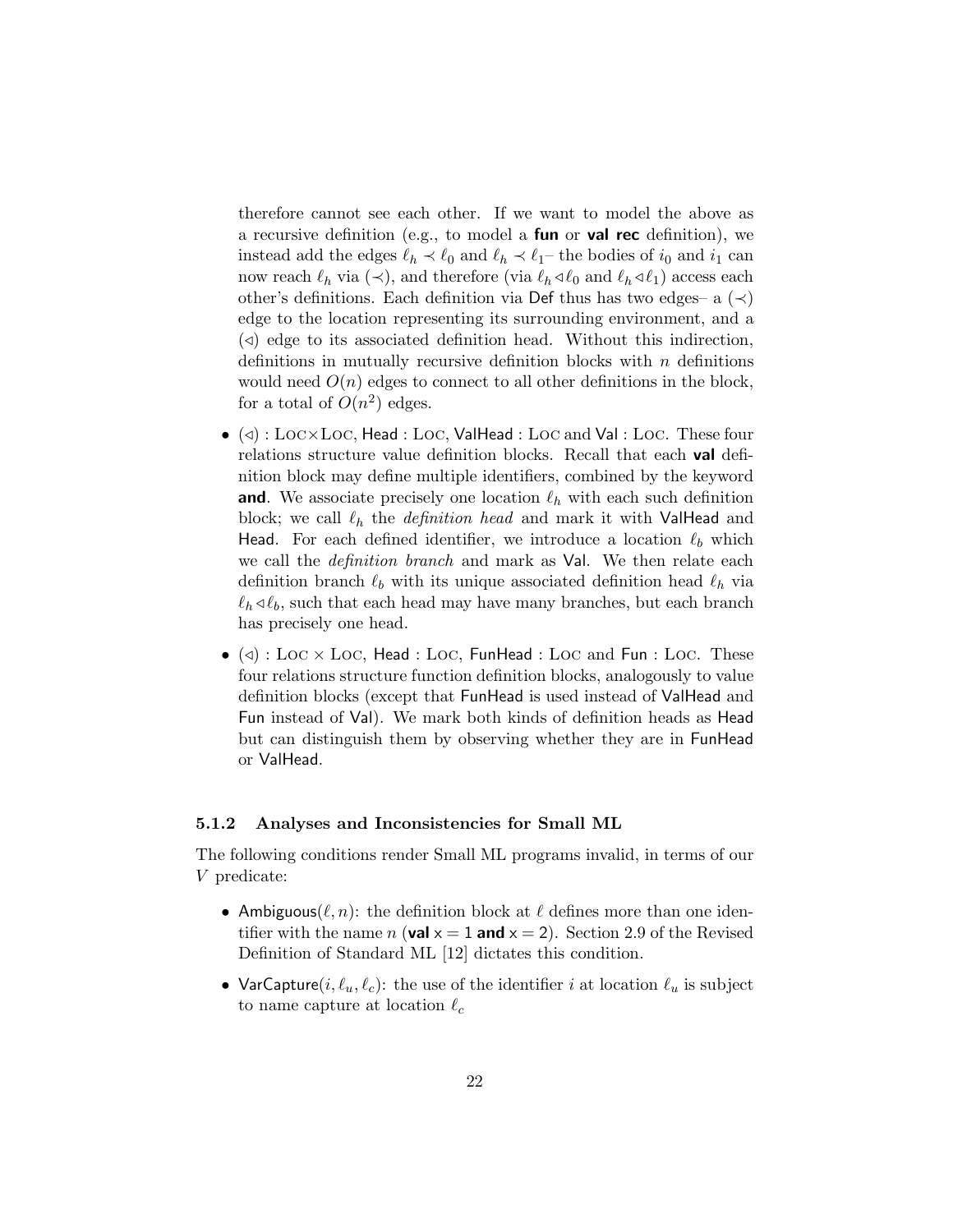therefore cannot see each other. If we want to model the above as a recursive definition (e.g., to model a **fun** or **val rec** definition), we instead add the edges $\ell_h \prec \ell_0$ and $\ell_h \prec \ell_1$– the bodies of $i_0$ and $i_1$ can now reach $\ell_h$ via $(\prec)$, and therefore (via $\ell_h \triangleleft \ell_0$ and $\ell_h \triangleleft \ell_1$) access each other's definitions. Each definition via Def thus has two edges– a $(\prec)$ edge to the location representing its surrounding environment, and a $(\triangleleft)$ edge to its associated definition head. Without this indirection, definitions in mutually recursive definition blocks with $n$ definitions would need $O(n)$ edges to connect to all other definitions in the block, for a total of $O(n^2)$ edges.

- $(\triangleleft) : \text{Loc} \times \text{Loc}$, $\mathsf{Head} : \text{Loc}$, $\mathsf{ValHead} : \text{Loc}$ and $\mathsf{Val} : \text{Loc}$. These four relations structure value definition blocks. Recall that each **val** definition block may define multiple identifiers, combined by the keyword **and**. We associate precisely one location $\ell_h$ with each such definition block; we call $\ell_h$ the *definition head* and mark it with ValHead and Head. For each defined identifier, we introduce a location $\ell_b$ which we call the *definition branch* and mark as Val. We then relate each definition branch $\ell_b$ with its unique associated definition head $\ell_h$ via $\ell_h \triangleleft \ell_b$, such that each head may have many branches, but each branch has precisely one head.
- $(\triangleleft) : \text{Loc} \times \text{Loc}$, $\mathsf{Head} : \text{Loc}$, $\mathsf{FunHead} : \text{Loc}$ and $\mathsf{Fun} : \text{Loc}$. These four relations structure function definition blocks, analogously to value definition blocks (except that FunHead is used instead of ValHead and Fun instead of Val). We mark both kinds of definition heads as Head but can distinguish them by observing whether they are in FunHead or ValHead.

### 5.1.2 Analyses and Inconsistencies for Small ML

The following conditions render Small ML programs invalid, in terms of our $V$ predicate:

- $\mathsf{Ambiguous}(\ell, n)$: the definition block at $\ell$ defines more than one identifier with the name $n$ (**val** $\mathsf{x} = 1$ **and** $\mathsf{x} = 2$). Section 2.9 of the Revised Definition of Standard ML [12] dictates this condition.
- $\mathsf{VarCapture}(i, \ell_u, \ell_c)$: the use of the identifier $i$ at location $\ell_u$ is subject to name capture at location $\ell_c$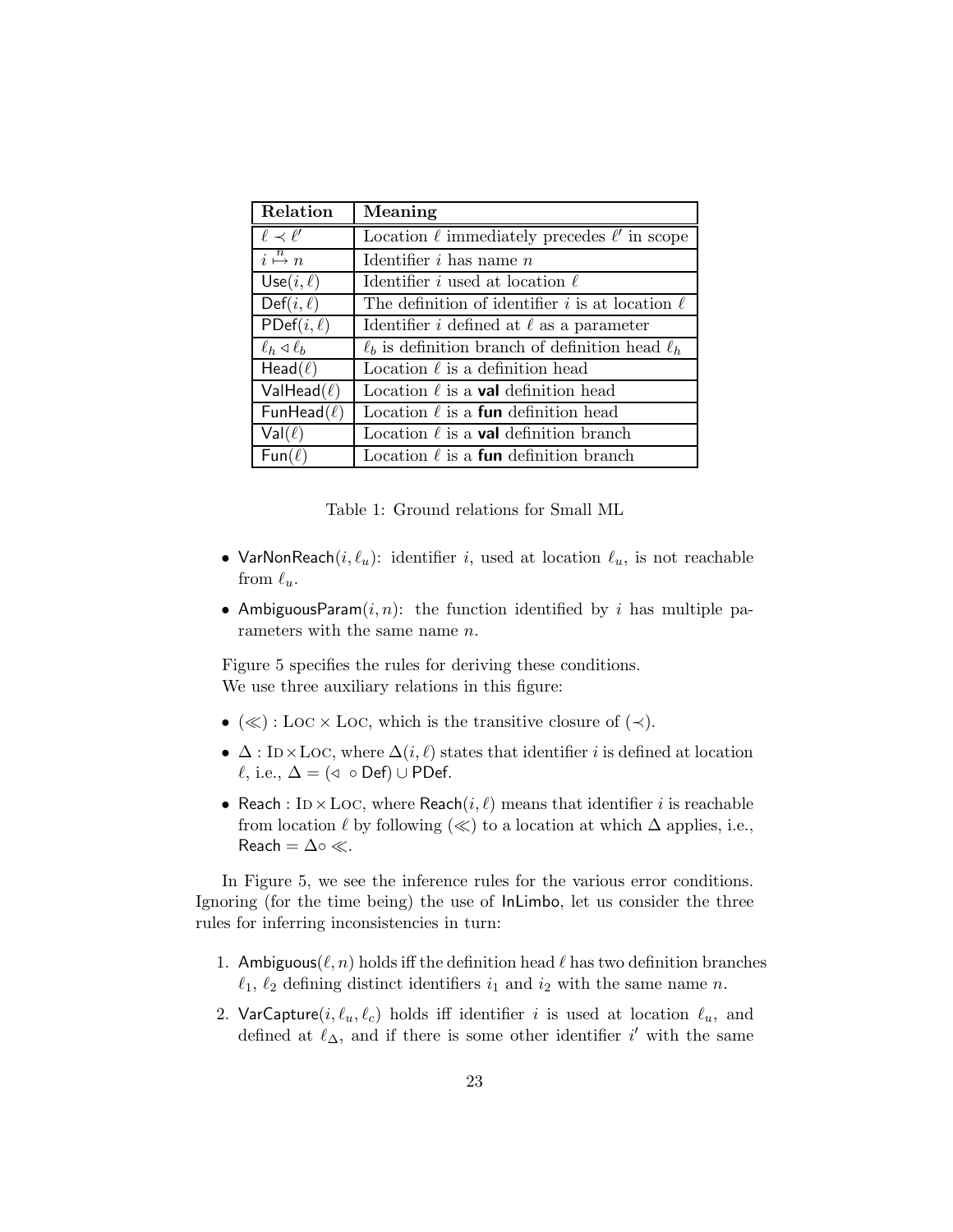| Relation | Meaning |
| --- | --- |
| $\ell \prec \ell'$ | Location $\ell$ immediately precedes $\ell'$ in scope |
| $i \overset{n}{\mapsto} n$ | Identifier $i$ has name $n$ |
| $\mathsf{Use}(i, \ell)$ | Identifier $i$ used at location $\ell$ |
| $\mathsf{Def}(i, \ell)$ | The definition of identifier $i$ is at location $\ell$ |
| $\mathsf{PDef}(i, \ell)$ | Identifier $i$ defined at $\ell$ as a parameter |
| $\ell_h \lhd \ell_b$ | $\ell_b$ is definition branch of definition head $\ell_h$ |
| $\mathsf{Head}(\ell)$ | Location $\ell$ is a definition head |
| $\mathsf{ValHead}(\ell)$ | Location $\ell$ is a **val** definition head |
| $\mathsf{FunHead}(\ell)$ | Location $\ell$ is a **fun** definition head |
| $\mathsf{Val}(\ell)$ | Location $\ell$ is a **val** definition branch |
| $\mathsf{Fun}(\ell)$ | Location $\ell$ is a **fun** definition branch |

Table 1: Ground relations for Small ML

- $\mathsf{VarNonReach}(i, \ell_u)$: identifier $i$, used at location $\ell_u$, is not reachable from $\ell_u$.
- $\mathsf{AmbiguousParam}(i, n)$: the function identified by $i$ has multiple parameters with the same name $n$.

Figure 5 specifies the rules for deriving these conditions.
We use three auxiliary relations in this figure:

- $(\ll) : \textsc{Loc} \times \textsc{Loc}$, which is the transitive closure of $(\prec)$.
- $\Delta : \textsc{Id} \times \textsc{Loc}$, where $\Delta(i, \ell)$ states that identifier $i$ is defined at location $\ell$, i.e., $\Delta = (\lhd \circ \mathsf{Def}) \cup \mathsf{PDef}$.
- $\mathsf{Reach} : \textsc{Id} \times \textsc{Loc}$, where $\mathsf{Reach}(i, \ell)$ means that identifier $i$ is reachable from location $\ell$ by following $(\ll)$ to a location at which $\Delta$ applies, i.e., $\mathsf{Reach} = \Delta \circ \ll$.

In Figure 5, we see the inference rules for the various error conditions. Ignoring (for the time being) the use of $\mathsf{InLimbo}$, let us consider the three rules for inferring inconsistencies in turn:

1. $\mathsf{Ambiguous}(\ell, n)$ holds iff the definition head $\ell$ has two definition branches $\ell_1$, $\ell_2$ defining distinct identifiers $i_1$ and $i_2$ with the same name $n$.
2. $\mathsf{VarCapture}(i, \ell_u, \ell_c)$ holds iff identifier $i$ is used at location $\ell_u$, and defined at $\ell_\Delta$, and if there is some other identifier $i'$ with the same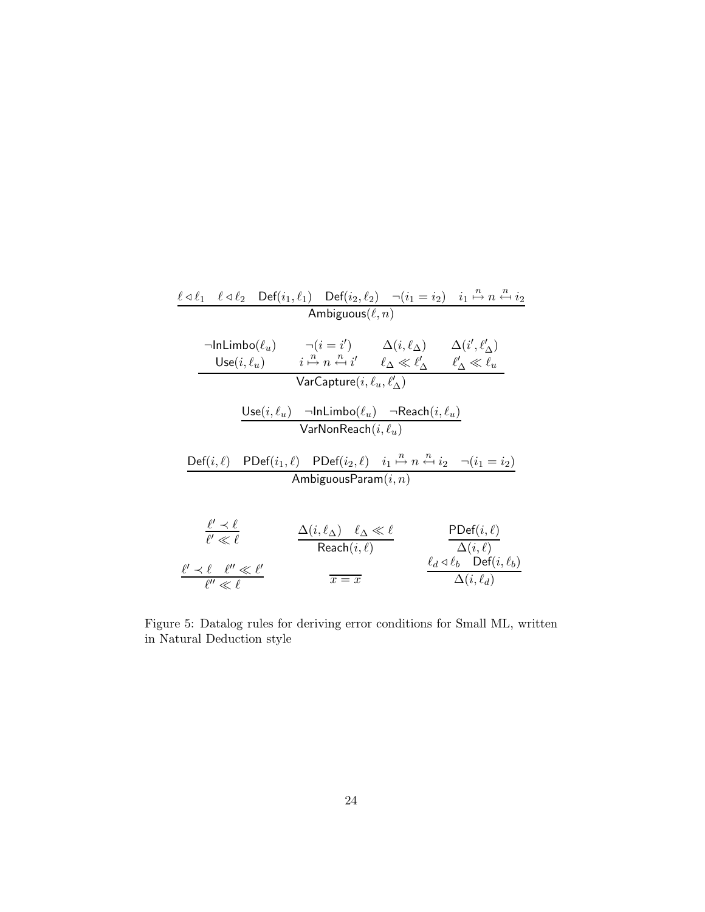$$\frac{\ell \lhd \ell_1 \quad \ell \lhd \ell_2 \quad \mathsf{Def}(i_1, \ell_1) \quad \mathsf{Def}(i_2, \ell_2) \quad \neg(i_1 = i_2) \quad i_1 \overset{n}{\mapsto} n \overset{n}{\mapsfrom} i_2}{\mathsf{Ambiguous}(\ell, n)}$$

$$\frac{\begin{array}{cccc} \neg\mathsf{InLimbo}(\ell_u) & \neg(i = i') & \Delta(i, \ell_\Delta) & \Delta(i', \ell'_\Delta) \\ \mathsf{Use}(i, \ell_u) & i \overset{n}{\mapsto} n \overset{n}{\mapsfrom} i' & \ell_\Delta \ll \ell'_\Delta & \ell'_\Delta \ll \ell_u \end{array}}{\mathsf{VarCapture}(i, \ell_u, \ell'_\Delta)}$$

$$\frac{\mathsf{Use}(i, \ell_u) \quad \neg\mathsf{InLimbo}(\ell_u) \quad \neg\mathsf{Reach}(i, \ell_u)}{\mathsf{VarNonReach}(i, \ell_u)}$$

$$\frac{\mathsf{Def}(i, \ell) \quad \mathsf{PDef}(i_1, \ell) \quad \mathsf{PDef}(i_2, \ell) \quad i_1 \overset{n}{\mapsto} n \overset{n}{\mapsfrom} i_2 \quad \neg(i_1 = i_2)}{\mathsf{AmbiguousParam}(i, n)}$$

$$\frac{\ell' \prec \ell}{\ell' \ll \ell} \qquad \frac{\Delta(i, \ell_\Delta) \quad \ell_\Delta \ll \ell}{\mathsf{Reach}(i, \ell)} \qquad \frac{\mathsf{PDef}(i, \ell)}{\Delta(i, \ell)}$$

$$\frac{\ell' \prec \ell \quad \ell'' \ll \ell'}{\ell'' \ll \ell} \qquad \frac{}{x = x} \qquad \frac{\ell_d \lhd \ell_b \quad \mathsf{Def}(i, \ell_b)}{\Delta(i, \ell_d)}$$

Figure 5: Datalog rules for deriving error conditions for Small ML, written in Natural Deduction style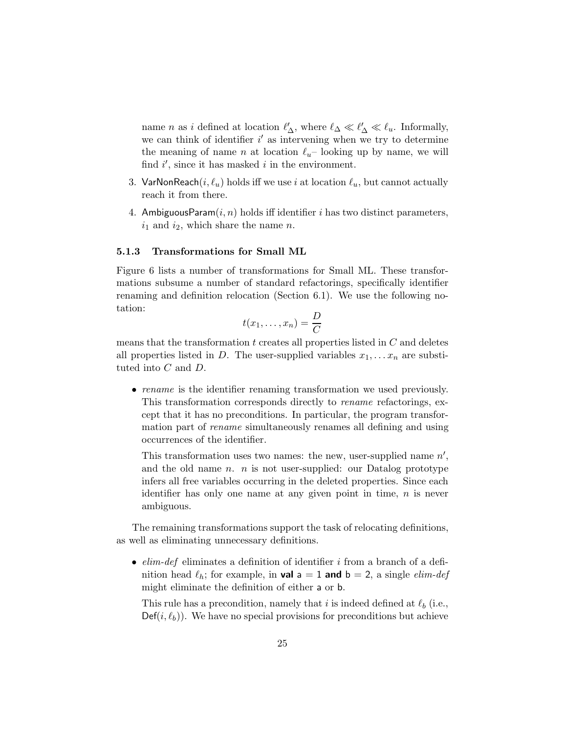name $n$ as $i$ defined at location $\ell'_\Delta$, where $\ell_\Delta \ll \ell'_\Delta \ll \ell_u$. Informally, we can think of identifier $i'$ as intervening when we try to determine the meaning of name $n$ at location $\ell_u$– looking up by name, we will find $i'$, since it has masked $i$ in the environment.

3. $\mathsf{VarNonReach}(i, \ell_u)$ holds iff we use $i$ at location $\ell_u$, but cannot actually reach it from there.

4. $\mathsf{AmbiguousParam}(i, n)$ holds iff identifier $i$ has two distinct parameters, $i_1$ and $i_2$, which share the name $n$.

### 5.1.3 Transformations for Small ML

Figure 6 lists a number of transformations for Small ML. These transformations subsume a number of standard refactorings, specifically identifier renaming and definition relocation (Section 6.1). We use the following notation:

$$t(x_1, \ldots, x_n) = \frac{D}{C}$$

means that the transformation $t$ creates all properties listed in $C$ and deletes all properties listed in $D$. The user-supplied variables $x_1, \ldots x_n$ are substituted into $C$ and $D$.

- *rename* is the identifier renaming transformation we used previously. This transformation corresponds directly to *rename* refactorings, except that it has no preconditions. In particular, the program transformation part of *rename* simultaneously renames all defining and using occurrences of the identifier.

  This transformation uses two names: the new, user-supplied name $n'$, and the old name $n$. $n$ is not user-supplied: our Datalog prototype infers all free variables occurring in the deleted properties. Since each identifier has only one name at any given point in time, $n$ is never ambiguous.

The remaining transformations support the task of relocating definitions, as well as eliminating unnecessary definitions.

- *elim-def* eliminates a definition of identifier $i$ from a branch of a definition head $\ell_h$; for example, in **val** a = 1 **and** b = 2, a single *elim-def* might eliminate the definition of either a or b.

  This rule has a precondition, namely that $i$ is indeed defined at $\ell_b$ (i.e., $\mathsf{Def}(i, \ell_b)$). We have no special provisions for preconditions but achieve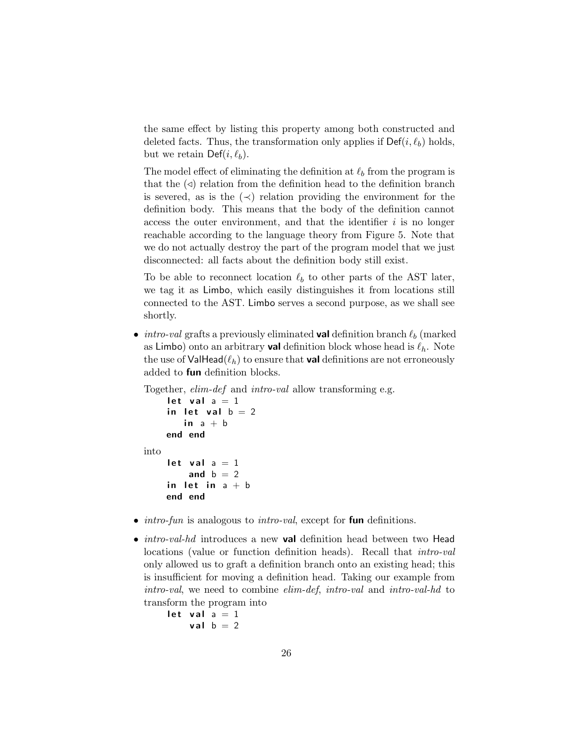the same effect by listing this property among both constructed and deleted facts. Thus, the transformation only applies if $\mathsf{Def}(i, \ell_b)$ holds, but we retain $\mathsf{Def}(i, \ell_b)$.

The model effect of eliminating the definition at $\ell_b$ from the program is that the ($\lhd$) relation from the definition head to the definition branch is severed, as is the ($\prec$) relation providing the environment for the definition body. This means that the body of the definition cannot access the outer environment, and that the identifier $i$ is no longer reachable according to the language theory from Figure 5. Note that we do not actually destroy the part of the program model that we just disconnected: all facts about the definition body still exist.

To be able to reconnect location $\ell_b$ to other parts of the AST later, we tag it as Limbo, which easily distinguishes it from locations still connected to the AST. Limbo serves a second purpose, as we shall see shortly.

- *intro-val* grafts a previously eliminated **val** definition branch $\ell_b$ (marked as Limbo) onto an arbitrary **val** definition block whose head is $\ell_h$. Note the use of $\mathsf{ValHead}(\ell_h)$ to ensure that **val** definitions are not erroneously added to **fun** definition blocks.

  Together, *elim-def* and *intro-val* allow transforming e.g.

  ```
  let val a = 1
  in let val b = 2
     in a + b
  end end
  ```

  into

  ```
  let val a = 1
      and b = 2
  in let in a + b
  end end
  ```

- *intro-fun* is analogous to *intro-val*, except for **fun** definitions.

- *intro-val-hd* introduces a new **val** definition head between two Head locations (value or function definition heads). Recall that *intro-val* only allowed us to graft a definition branch onto an existing head; this is insufficient for moving a definition head. Taking our example from *intro-val*, we need to combine *elim-def*, *intro-val* and *intro-val-hd* to transform the program into

  ```
  let val a = 1
      val b = 2
  ```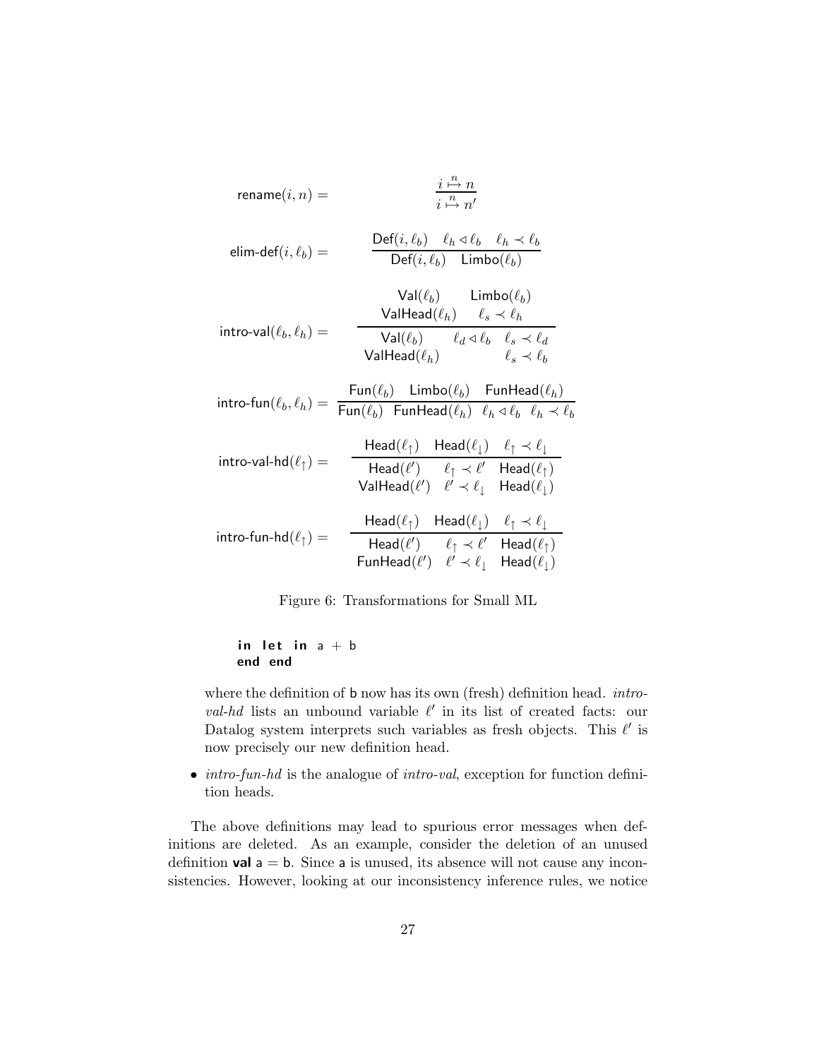$$\mathsf{rename}(i, n) = \frac{i \overset{n}{\mapsto} n}{i \overset{n}{\mapsto} n'}$$

$$\mathsf{elim\text{-}def}(i, \ell_b) = \frac{\mathsf{Def}(i, \ell_b) \quad \ell_h \lhd \ell_b \quad \ell_h \prec \ell_b}{\mathsf{Def}(i, \ell_b) \quad \mathsf{Limbo}(\ell_b)}$$

$$\mathsf{intro\text{-}val}(\ell_b, \ell_h) = \frac{\begin{array}{cc} \mathsf{Val}(\ell_b) & \mathsf{Limbo}(\ell_b) \\ \mathsf{ValHead}(\ell_h) & \ell_s \prec \ell_h \end{array}}{\begin{array}{ccc} \mathsf{Val}(\ell_b) & \ell_d \lhd \ell_b & \ell_s \prec \ell_d \\ \mathsf{ValHead}(\ell_h) & & \ell_s \prec \ell_b \end{array}}$$

$$\mathsf{intro\text{-}fun}(\ell_b, \ell_h) = \frac{\mathsf{Fun}(\ell_b) \quad \mathsf{Limbo}(\ell_b) \quad \mathsf{FunHead}(\ell_h)}{\mathsf{Fun}(\ell_b) \quad \mathsf{FunHead}(\ell_h) \quad \ell_h \lhd \ell_b \quad \ell_h \prec \ell_b}$$

$$\mathsf{intro\text{-}val\text{-}hd}(\ell_\uparrow) = \frac{\mathsf{Head}(\ell_\uparrow) \quad \mathsf{Head}(\ell_\downarrow) \quad \ell_\uparrow \prec \ell_\downarrow}{\begin{array}{ccc} \mathsf{Head}(\ell') & \ell_\uparrow \prec \ell' & \mathsf{Head}(\ell_\uparrow) \\ \mathsf{ValHead}(\ell') & \ell' \prec \ell_\downarrow & \mathsf{Head}(\ell_\downarrow) \end{array}}$$

$$\mathsf{intro\text{-}fun\text{-}hd}(\ell_\uparrow) = \frac{\mathsf{Head}(\ell_\uparrow) \quad \mathsf{Head}(\ell_\downarrow) \quad \ell_\uparrow \prec \ell_\downarrow}{\begin{array}{ccc} \mathsf{Head}(\ell') & \ell_\uparrow \prec \ell' & \mathsf{Head}(\ell_\uparrow) \\ \mathsf{FunHead}(\ell') & \ell' \prec \ell_\downarrow & \mathsf{Head}(\ell_\downarrow) \end{array}}$$

Figure 6: Transformations for Small ML

```
in let in a + b
end end
```

where the definition of b now has its own (fresh) definition head. *intro-val-hd* lists an unbound variable $\ell'$ in its list of created facts: our Datalog system interprets such variables as fresh objects. This $\ell'$ is now precisely our new definition head.

- *intro-fun-hd* is the analogue of *intro-val*, exception for function definition heads.

The above definitions may lead to spurious error messages when definitions are deleted. As an example, consider the deletion of an unused definition **val** a = b. Since a is unused, its absence will not cause any inconsistencies. However, looking at our inconsistency inference rules, we notice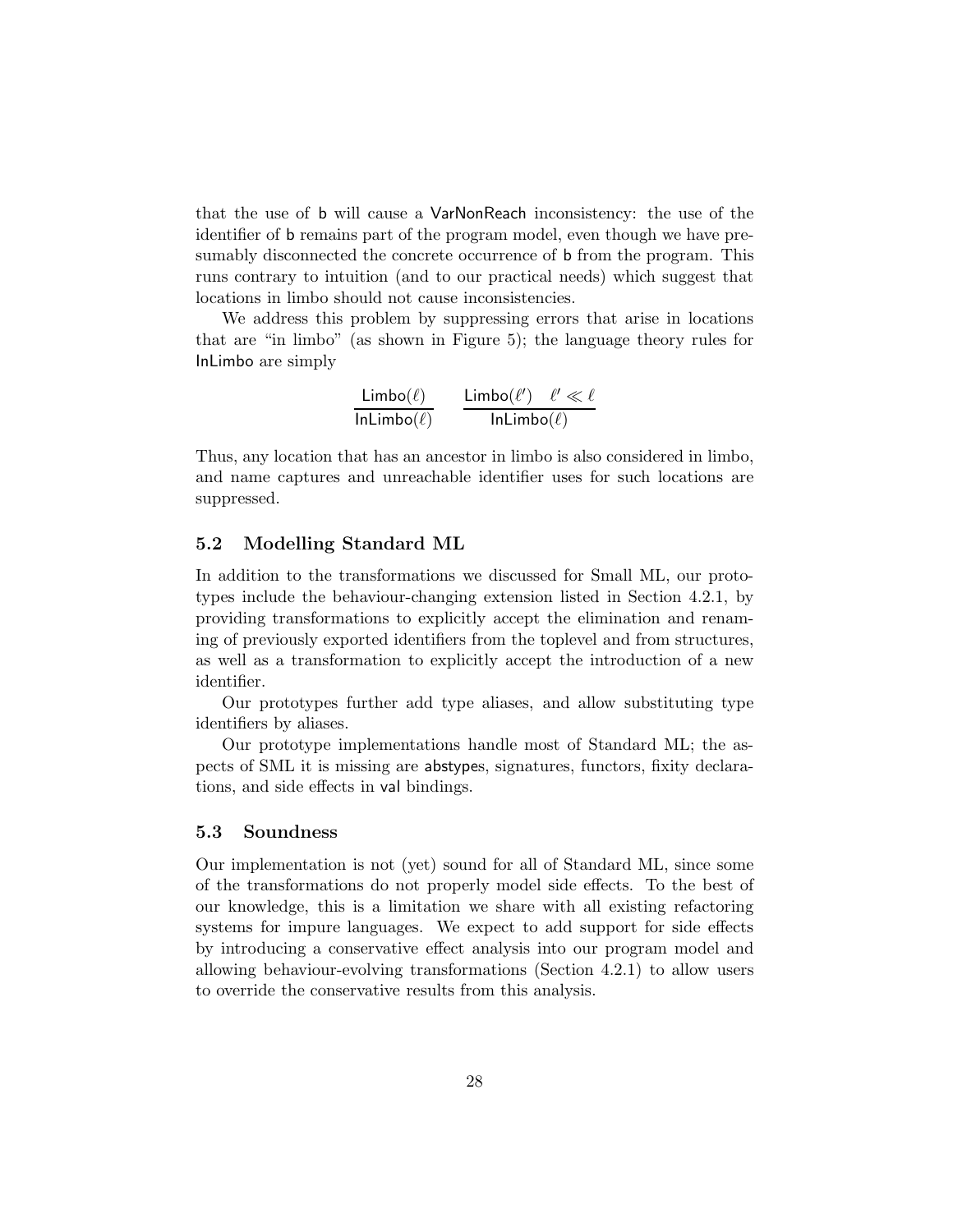that the use of b will cause a VarNonReach inconsistency: the use of the identifier of b remains part of the program model, even though we have presumably disconnected the concrete occurrence of b from the program. This runs contrary to intuition (and to our practical needs) which suggest that locations in limbo should not cause inconsistencies.

We address this problem by suppressing errors that arise in locations that are "in limbo" (as shown in Figure 5); the language theory rules for InLimbo are simply

$$\frac{\mathsf{Limbo}(\ell)}{\mathsf{InLimbo}(\ell)} \qquad \frac{\mathsf{Limbo}(\ell') \quad \ell' \ll \ell}{\mathsf{InLimbo}(\ell)}$$

Thus, any location that has an ancestor in limbo is also considered in limbo, and name captures and unreachable identifier uses for such locations are suppressed.

### 5.2 Modelling Standard ML

In addition to the transformations we discussed for Small ML, our prototypes include the behaviour-changing extension listed in Section 4.2.1, by providing transformations to explicitly accept the elimination and renaming of previously exported identifiers from the toplevel and from structures, as well as a transformation to explicitly accept the introduction of a new identifier.

Our prototypes further add type aliases, and allow substituting type identifiers by aliases.

Our prototype implementations handle most of Standard ML; the aspects of SML it is missing are abstypes, signatures, functors, fixity declarations, and side effects in val bindings.

### 5.3 Soundness

Our implementation is not (yet) sound for all of Standard ML, since some of the transformations do not properly model side effects. To the best of our knowledge, this is a limitation we share with all existing refactoring systems for impure languages. We expect to add support for side effects by introducing a conservative effect analysis into our program model and allowing behaviour-evolving transformations (Section 4.2.1) to allow users to override the conservative results from this analysis.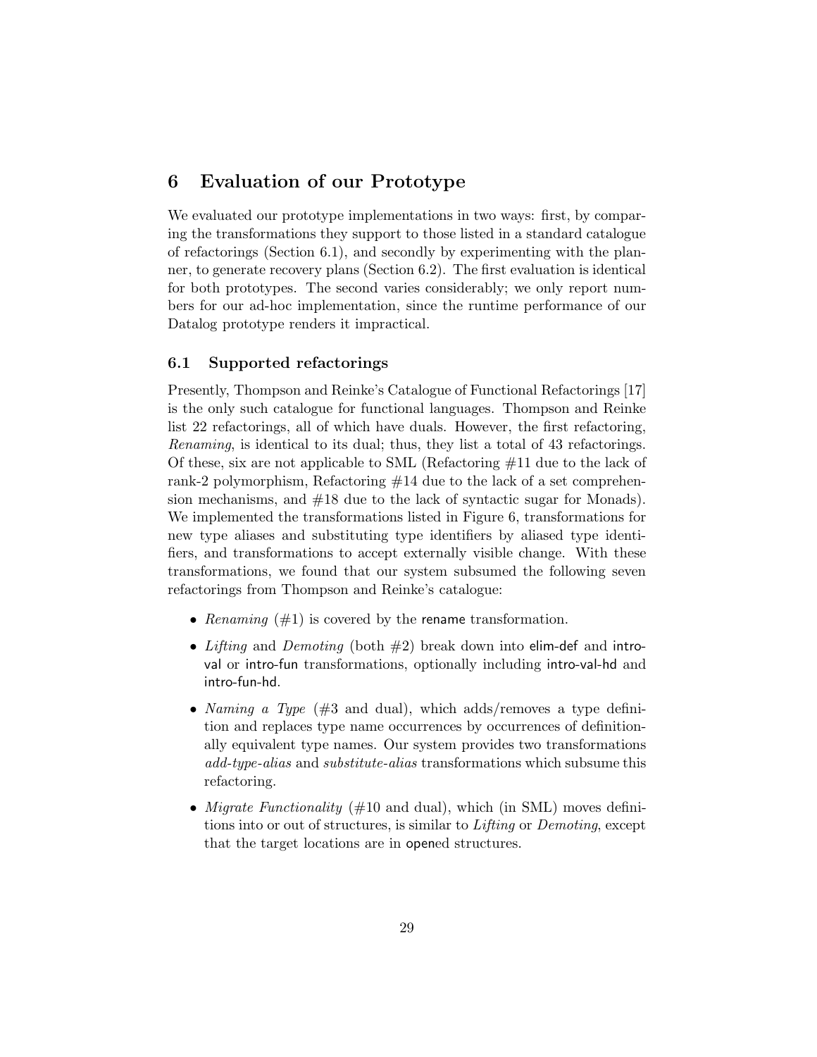## 6 Evaluation of our Prototype

We evaluated our prototype implementations in two ways: first, by comparing the transformations they support to those listed in a standard catalogue of refactorings (Section 6.1), and secondly by experimenting with the planner, to generate recovery plans (Section 6.2). The first evaluation is identical for both prototypes. The second varies considerably; we only report numbers for our ad-hoc implementation, since the runtime performance of our Datalog prototype renders it impractical.

### 6.1 Supported refactorings

Presently, Thompson and Reinke's Catalogue of Functional Refactorings [17] is the only such catalogue for functional languages. Thompson and Reinke list 22 refactorings, all of which have duals. However, the first refactoring, *Renaming*, is identical to its dual; thus, they list a total of 43 refactorings. Of these, six are not applicable to SML (Refactoring #11 due to the lack of rank-2 polymorphism, Refactoring #14 due to the lack of a set comprehension mechanisms, and #18 due to the lack of syntactic sugar for Monads). We implemented the transformations listed in Figure 6, transformations for new type aliases and substituting type identifiers by aliased type identifiers, and transformations to accept externally visible change. With these transformations, we found that our system subsumed the following seven refactorings from Thompson and Reinke's catalogue:

- *Renaming* (#1) is covered by the rename transformation.
- *Lifting* and *Demoting* (both #2) break down into elim-def and intro-val or intro-fun transformations, optionally including intro-val-hd and intro-fun-hd.
- *Naming a Type* (#3 and dual), which adds/removes a type definition and replaces type name occurrences by occurrences of definitionally equivalent type names. Our system provides two transformations *add-type-alias* and *substitute-alias* transformations which subsume this refactoring.
- *Migrate Functionality* (#10 and dual), which (in SML) moves definitions into or out of structures, is similar to *Lifting* or *Demoting*, except that the target locations are in opened structures.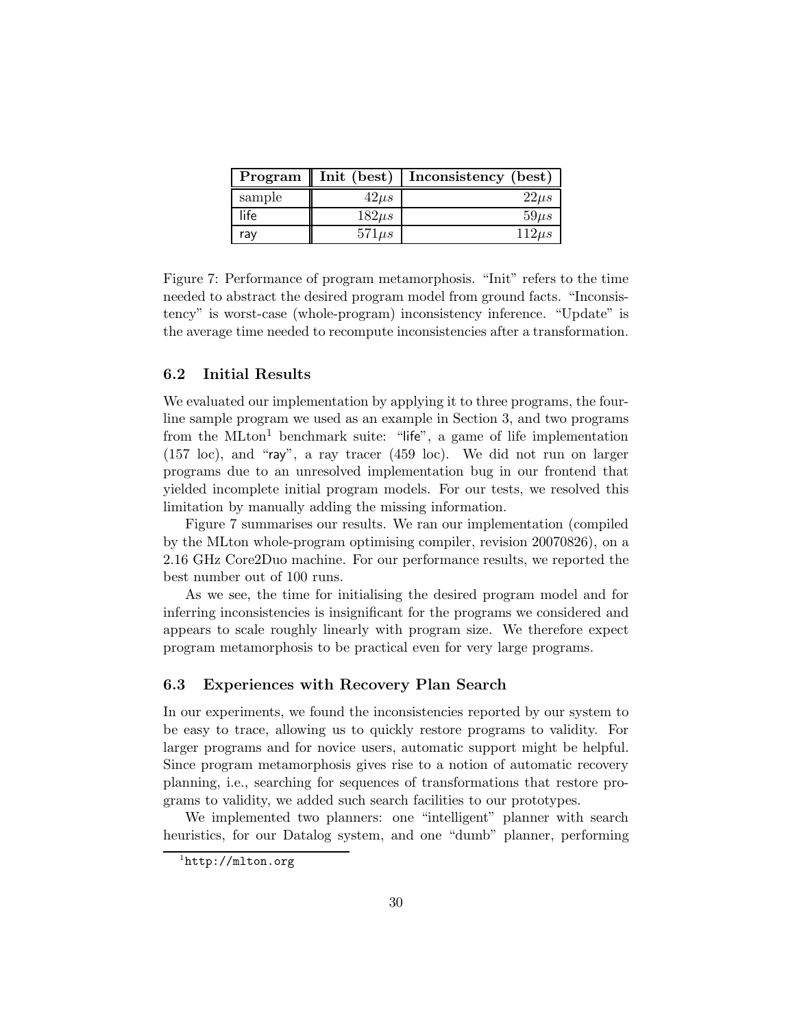| **Program** | **Init (best)** | **Inconsistency (best)** |
|---|---|---|
| sample | $42\mu s$ | $22\mu s$ |
| life | $182\mu s$ | $59\mu s$ |
| ray | $571\mu s$ | $112\mu s$ |

Figure 7: Performance of program metamorphosis. "Init" refers to the time needed to abstract the desired program model from ground facts. "Inconsistency" is worst-case (whole-program) inconsistency inference. "Update" is the average time needed to recompute inconsistencies after a transformation.

### 6.2 Initial Results

We evaluated our implementation by applying it to three programs, the four-line sample program we used as an example in Section 3, and two programs from the MLton[1] benchmark suite: "life", a game of life implementation (157 loc), and "ray", a ray tracer (459 loc). We did not run on larger programs due to an unresolved implementation bug in our frontend that yielded incomplete initial program models. For our tests, we resolved this limitation by manually adding the missing information.

Figure 7 summarises our results. We ran our implementation (compiled by the MLton whole-program optimising compiler, revision 20070826), on a 2.16 GHz Core2Duo machine. For our performance results, we reported the best number out of 100 runs.

As we see, the time for initialising the desired program model and for inferring inconsistencies is insignificant for the programs we considered and appears to scale roughly linearly with program size. We therefore expect program metamorphosis to be practical even for very large programs.

### 6.3 Experiences with Recovery Plan Search

In our experiments, we found the inconsistencies reported by our system to be easy to trace, allowing us to quickly restore programs to validity. For larger programs and for novice users, automatic support might be helpful. Since program metamorphosis gives rise to a notion of automatic recovery planning, i.e., searching for sequences of transformations that restore programs to validity, we added such search facilities to our prototypes.

We implemented two planners: one "intelligent" planner with search heuristics, for our Datalog system, and one "dumb" planner, performing

[1] `http://mlton.org`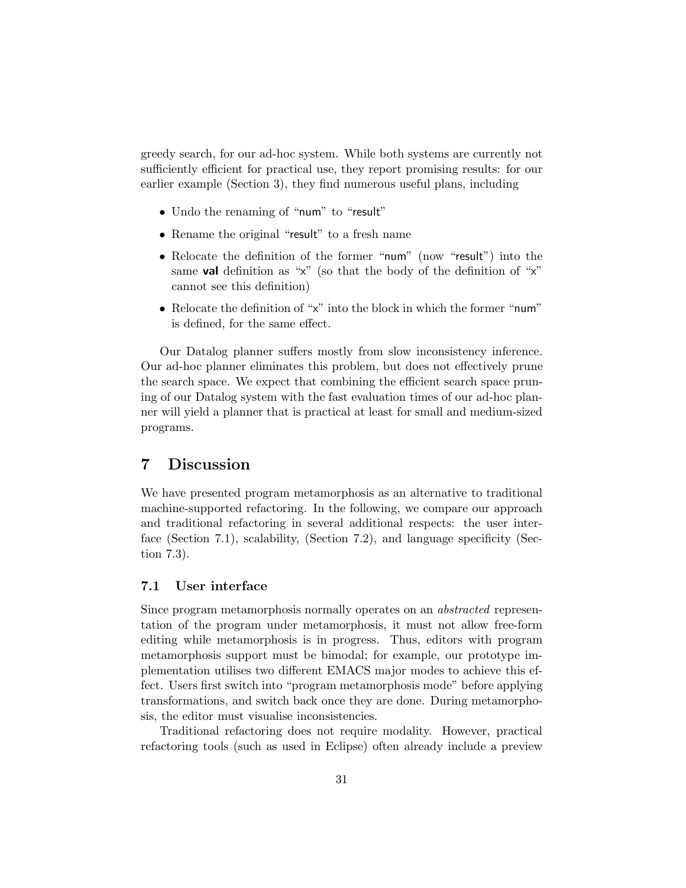greedy search, for our ad-hoc system. While both systems are currently not sufficiently efficient for practical use, they report promising results: for our earlier example (Section 3), they find numerous useful plans, including

- Undo the renaming of "num" to "result"
- Rename the original "result" to a fresh name
- Relocate the definition of the former "num" (now "result") into the same **val** definition as "x" (so that the body of the definition of "x" cannot see this definition)
- Relocate the definition of "x" into the block in which the former "num" is defined, for the same effect.

Our Datalog planner suffers mostly from slow inconsistency inference. Our ad-hoc planner eliminates this problem, but does not effectively prune the search space. We expect that combining the efficient search space pruning of our Datalog system with the fast evaluation times of our ad-hoc planner will yield a planner that is practical at least for small and medium-sized programs.

# 7 Discussion

We have presented program metamorphosis as an alternative to traditional machine-supported refactoring. In the following, we compare our approach and traditional refactoring in several additional respects: the user interface (Section 7.1), scalability, (Section 7.2), and language specificity (Section 7.3).

## 7.1 User interface

Since program metamorphosis normally operates on an *abstracted* representation of the program under metamorphosis, it must not allow free-form editing while metamorphosis is in progress. Thus, editors with program metamorphosis support must be bimodal; for example, our prototype implementation utilises two different EMACS major modes to achieve this effect. Users first switch into "program metamorphosis mode" before applying transformations, and switch back once they are done. During metamorphosis, the editor must visualise inconsistencies.

Traditional refactoring does not require modality. However, practical refactoring tools (such as used in Eclipse) often already include a preview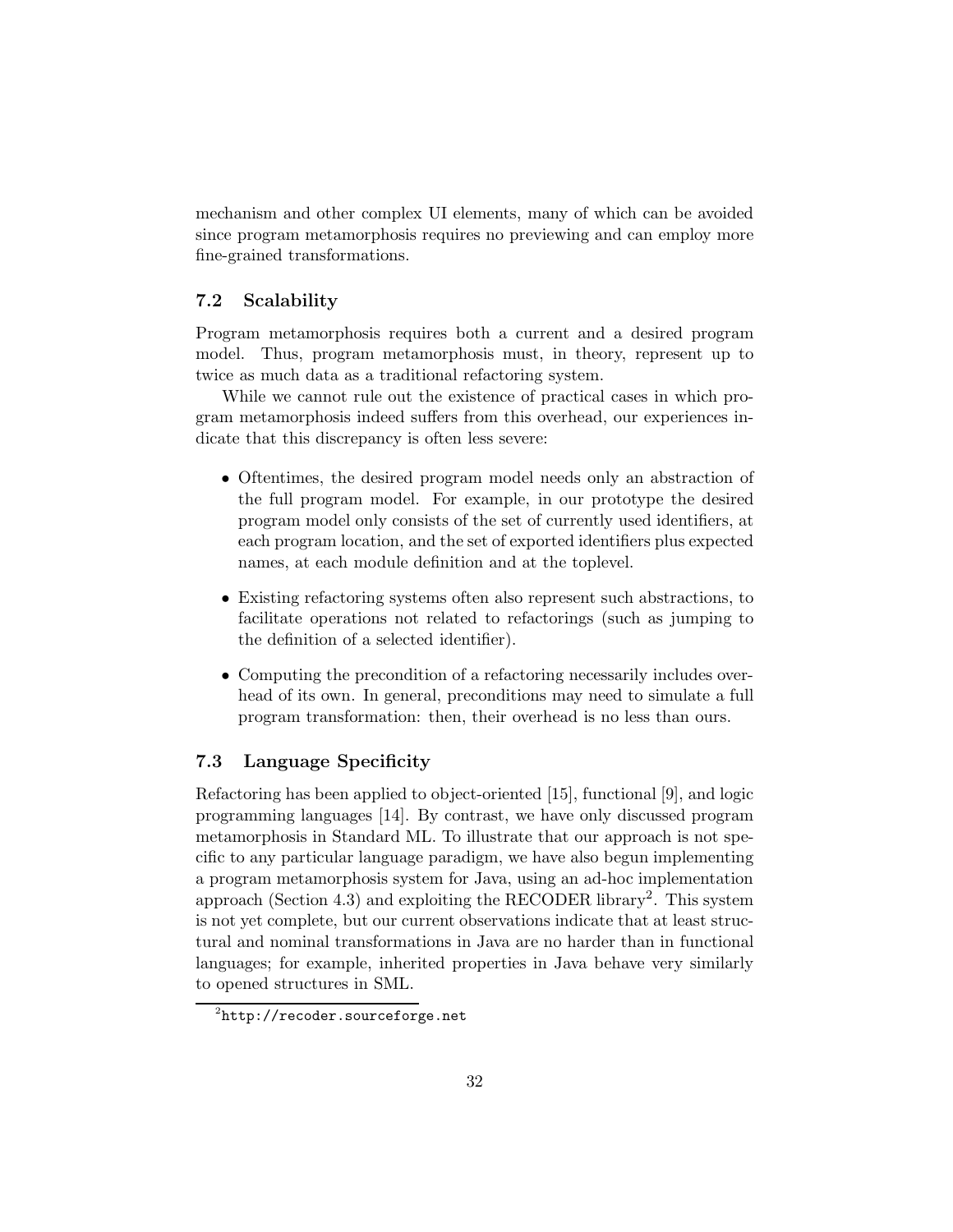mechanism and other complex UI elements, many of which can be avoided since program metamorphosis requires no previewing and can employ more fine-grained transformations.

## 7.2 Scalability

Program metamorphosis requires both a current and a desired program model. Thus, program metamorphosis must, in theory, represent up to twice as much data as a traditional refactoring system.

While we cannot rule out the existence of practical cases in which program metamorphosis indeed suffers from this overhead, our experiences indicate that this discrepancy is often less severe:

- Oftentimes, the desired program model needs only an abstraction of the full program model. For example, in our prototype the desired program model only consists of the set of currently used identifiers, at each program location, and the set of exported identifiers plus expected names, at each module definition and at the toplevel.
- Existing refactoring systems often also represent such abstractions, to facilitate operations not related to refactorings (such as jumping to the definition of a selected identifier).
- Computing the precondition of a refactoring necessarily includes overhead of its own. In general, preconditions may need to simulate a full program transformation: then, their overhead is no less than ours.

## 7.3 Language Specificity

Refactoring has been applied to object-oriented [15], functional [9], and logic programming languages [14]. By contrast, we have only discussed program metamorphosis in Standard ML. To illustrate that our approach is not specific to any particular language paradigm, we have also begun implementing a program metamorphosis system for Java, using an ad-hoc implementation approach (Section 4.3) and exploiting the RECODER library[2]. This system is not yet complete, but our current observations indicate that at least structural and nominal transformations in Java are no harder than in functional languages; for example, inherited properties in Java behave very similarly to opened structures in SML.

[2] http://recoder.sourceforge.net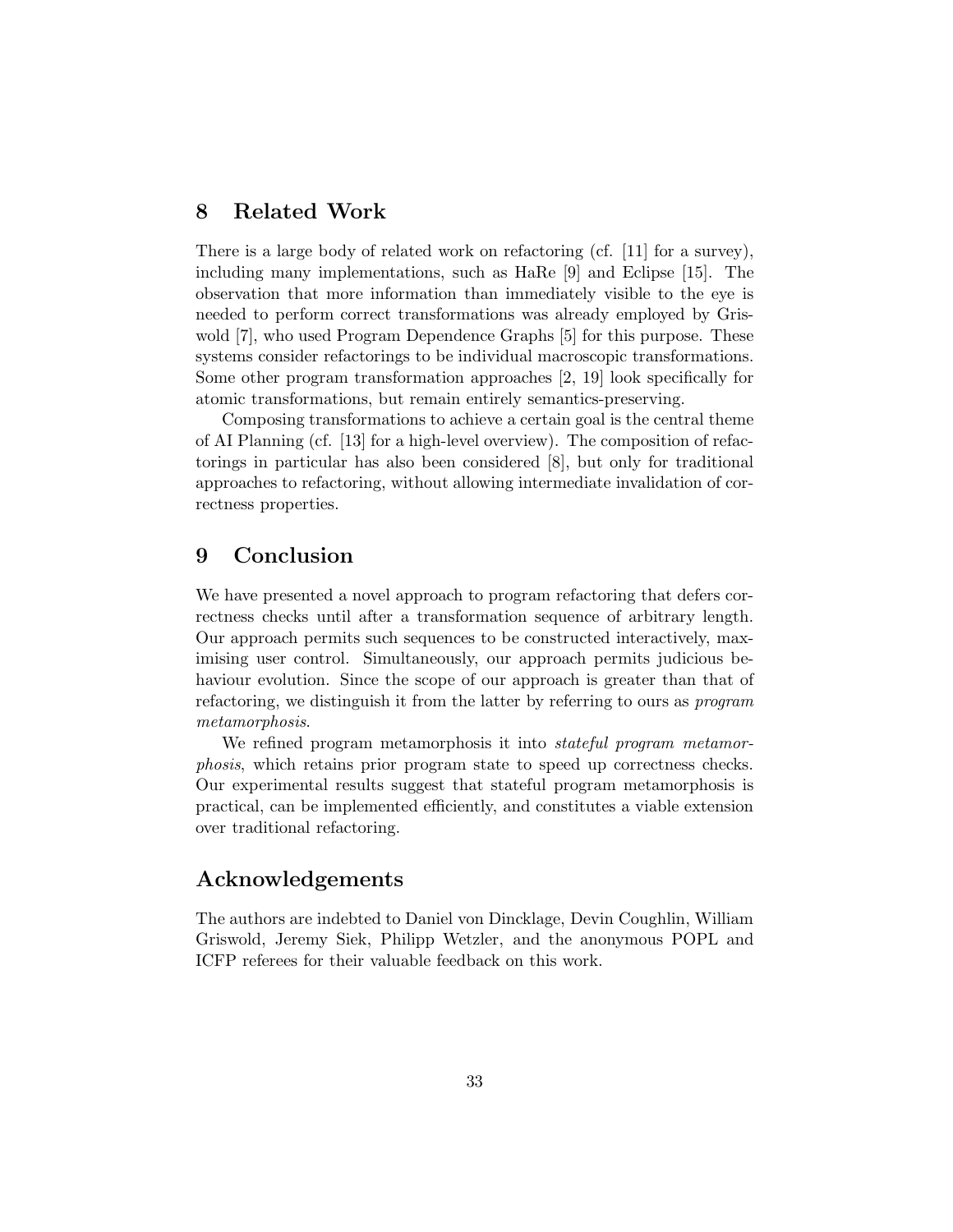## 8 Related Work

There is a large body of related work on refactoring (cf. [11] for a survey), including many implementations, such as HaRe [9] and Eclipse [15]. The observation that more information than immediately visible to the eye is needed to perform correct transformations was already employed by Griswold [7], who used Program Dependence Graphs [5] for this purpose. These systems consider refactorings to be individual macroscopic transformations. Some other program transformation approaches [2, 19] look specifically for atomic transformations, but remain entirely semantics-preserving.

Composing transformations to achieve a certain goal is the central theme of AI Planning (cf. [13] for a high-level overview). The composition of refactorings in particular has also been considered [8], but only for traditional approaches to refactoring, without allowing intermediate invalidation of correctness properties.

## 9 Conclusion

We have presented a novel approach to program refactoring that defers correctness checks until after a transformation sequence of arbitrary length. Our approach permits such sequences to be constructed interactively, maximising user control. Simultaneously, our approach permits judicious behaviour evolution. Since the scope of our approach is greater than that of refactoring, we distinguish it from the latter by referring to ours as *program metamorphosis*.

We refined program metamorphosis it into *stateful program metamorphosis*, which retains prior program state to speed up correctness checks. Our experimental results suggest that stateful program metamorphosis is practical, can be implemented efficiently, and constitutes a viable extension over traditional refactoring.

## Acknowledgements

The authors are indebted to Daniel von Dincklage, Devin Coughlin, William Griswold, Jeremy Siek, Philipp Wetzler, and the anonymous POPL and ICFP referees for their valuable feedback on this work.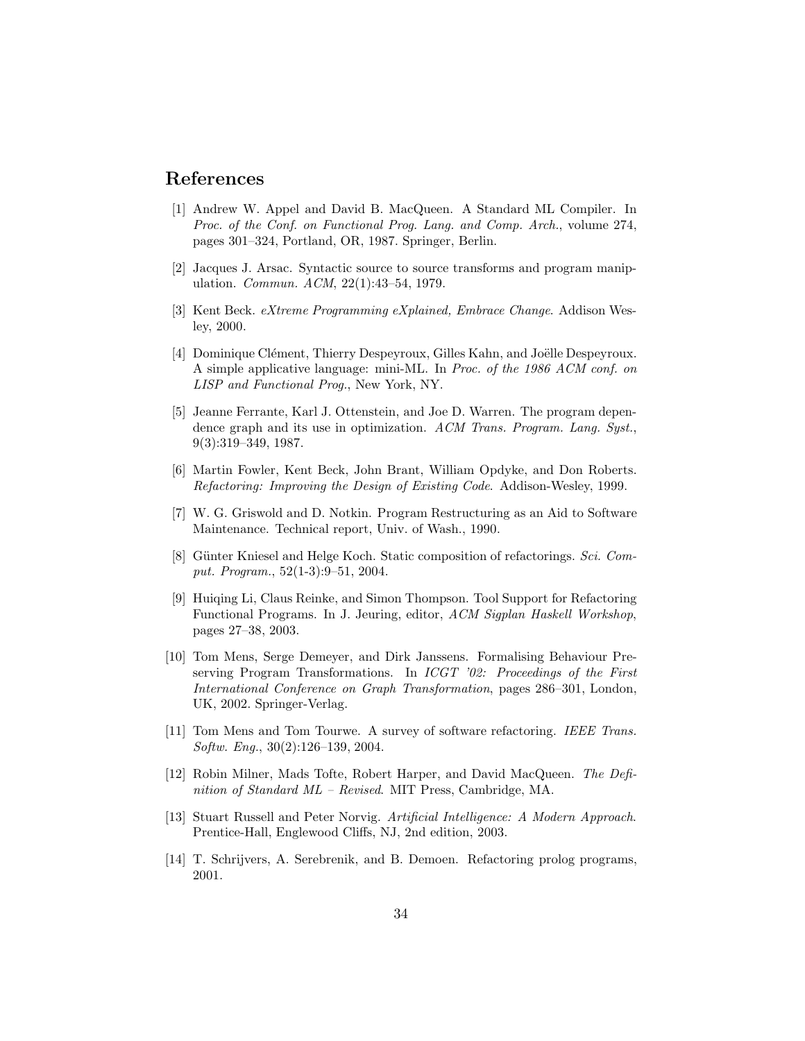# References

[1] Andrew W. Appel and David B. MacQueen. A Standard ML Compiler. In *Proc. of the Conf. on Functional Prog. Lang. and Comp. Arch.*, volume 274, pages 301–324, Portland, OR, 1987. Springer, Berlin.

[2] Jacques J. Arsac. Syntactic source to source transforms and program manipulation. *Commun. ACM*, 22(1):43–54, 1979.

[3] Kent Beck. *eXtreme Programming eXplained, Embrace Change*. Addison Wesley, 2000.

[4] Dominique Clément, Thierry Despeyroux, Gilles Kahn, and Joëlle Despeyroux. A simple applicative language: mini-ML. In *Proc. of the 1986 ACM conf. on LISP and Functional Prog.*, New York, NY.

[5] Jeanne Ferrante, Karl J. Ottenstein, and Joe D. Warren. The program dependence graph and its use in optimization. *ACM Trans. Program. Lang. Syst.*, 9(3):319–349, 1987.

[6] Martin Fowler, Kent Beck, John Brant, William Opdyke, and Don Roberts. *Refactoring: Improving the Design of Existing Code*. Addison-Wesley, 1999.

[7] W. G. Griswold and D. Notkin. Program Restructuring as an Aid to Software Maintenance. Technical report, Univ. of Wash., 1990.

[8] Günter Kniesel and Helge Koch. Static composition of refactorings. *Sci. Comput. Program.*, 52(1-3):9–51, 2004.

[9] Huiqing Li, Claus Reinke, and Simon Thompson. Tool Support for Refactoring Functional Programs. In J. Jeuring, editor, *ACM Sigplan Haskell Workshop*, pages 27–38, 2003.

[10] Tom Mens, Serge Demeyer, and Dirk Janssens. Formalising Behaviour Preserving Program Transformations. In *ICGT '02: Proceedings of the First International Conference on Graph Transformation*, pages 286–301, London, UK, 2002. Springer-Verlag.

[11] Tom Mens and Tom Tourwe. A survey of software refactoring. *IEEE Trans. Softw. Eng.*, 30(2):126–139, 2004.

[12] Robin Milner, Mads Tofte, Robert Harper, and David MacQueen. *The Definition of Standard ML – Revised*. MIT Press, Cambridge, MA.

[13] Stuart Russell and Peter Norvig. *Artificial Intelligence: A Modern Approach*. Prentice-Hall, Englewood Cliffs, NJ, 2nd edition, 2003.

[14] T. Schrijvers, A. Serebrenik, and B. Demoen. Refactoring prolog programs, 2001.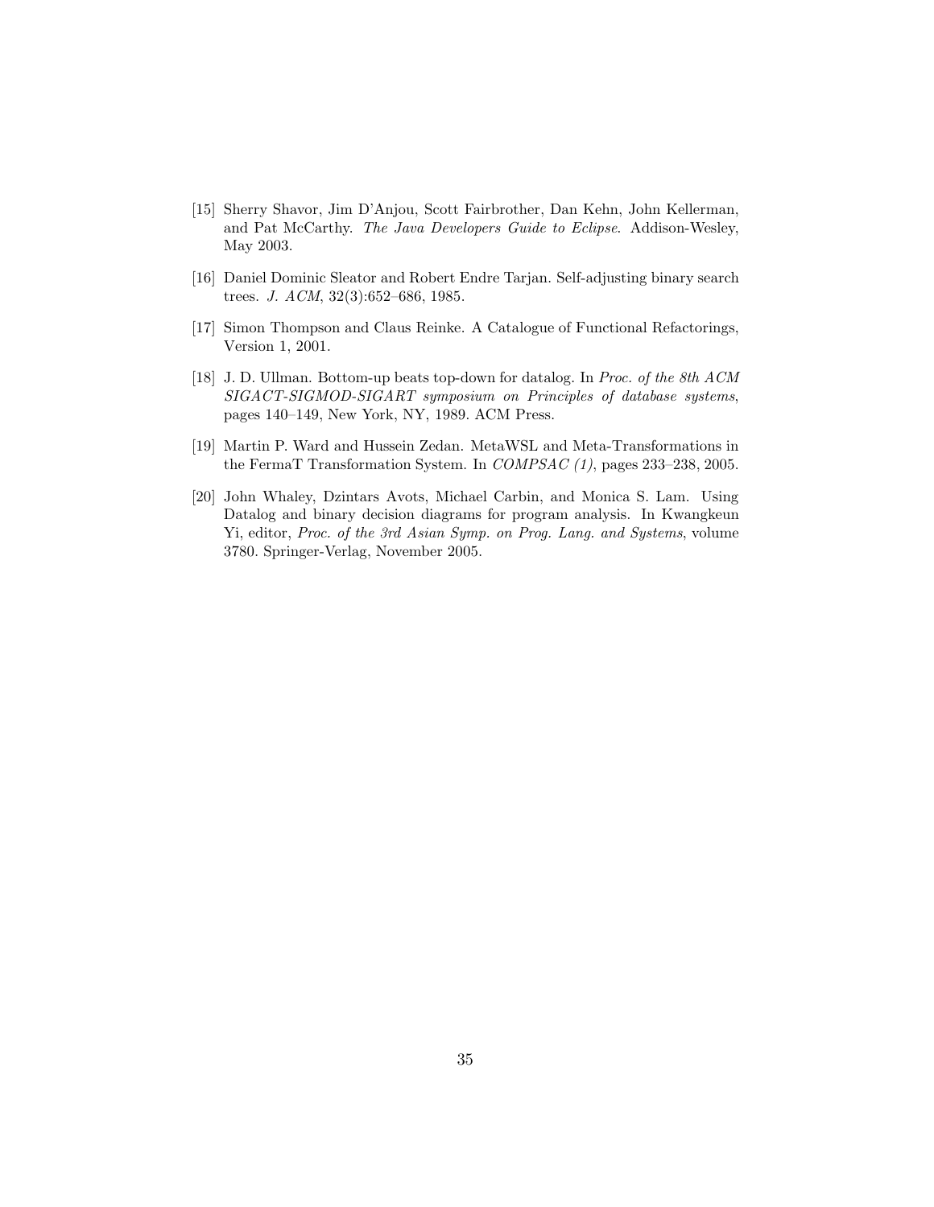[15] Sherry Shavor, Jim D'Anjou, Scott Fairbrother, Dan Kehn, John Kellerman, and Pat McCarthy. *The Java Developers Guide to Eclipse*. Addison-Wesley, May 2003.

[16] Daniel Dominic Sleator and Robert Endre Tarjan. Self-adjusting binary search trees. *J. ACM*, 32(3):652–686, 1985.

[17] Simon Thompson and Claus Reinke. A Catalogue of Functional Refactorings, Version 1, 2001.

[18] J. D. Ullman. Bottom-up beats top-down for datalog. In *Proc. of the 8th ACM SIGACT-SIGMOD-SIGART symposium on Principles of database systems*, pages 140–149, New York, NY, 1989. ACM Press.

[19] Martin P. Ward and Hussein Zedan. MetaWSL and Meta-Transformations in the FermaT Transformation System. In *COMPSAC (1)*, pages 233–238, 2005.

[20] John Whaley, Dzintars Avots, Michael Carbin, and Monica S. Lam. Using Datalog and binary decision diagrams for program analysis. In Kwangkeun Yi, editor, *Proc. of the 3rd Asian Symp. on Prog. Lang. and Systems*, volume 3780. Springer-Verlag, November 2005.